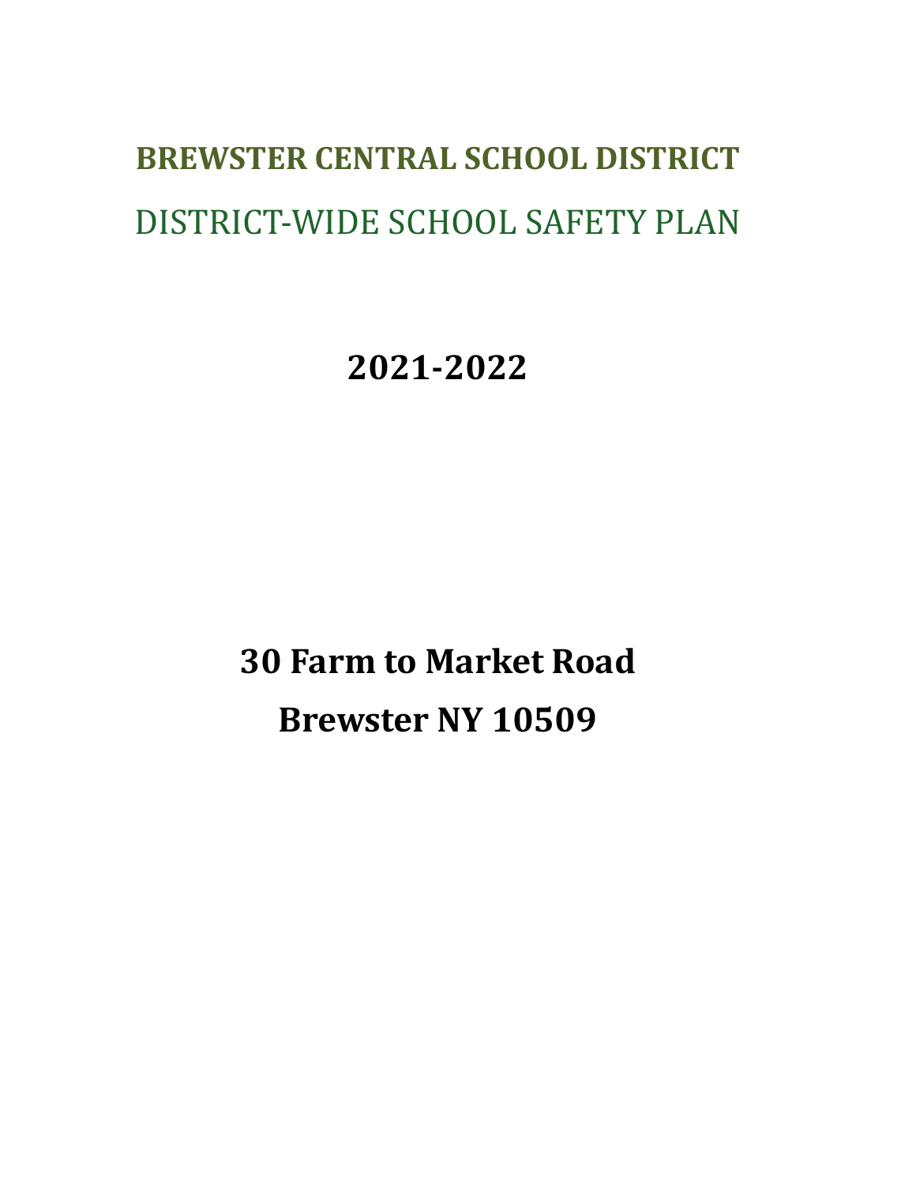# BREWSTER CENTRAL SCHOOL DISTRICT

## DISTRICT-WIDE SCHOOL SAFETY PLAN

**2021-2022**

**30 Farm to Market Road**

**Brewster NY 10509**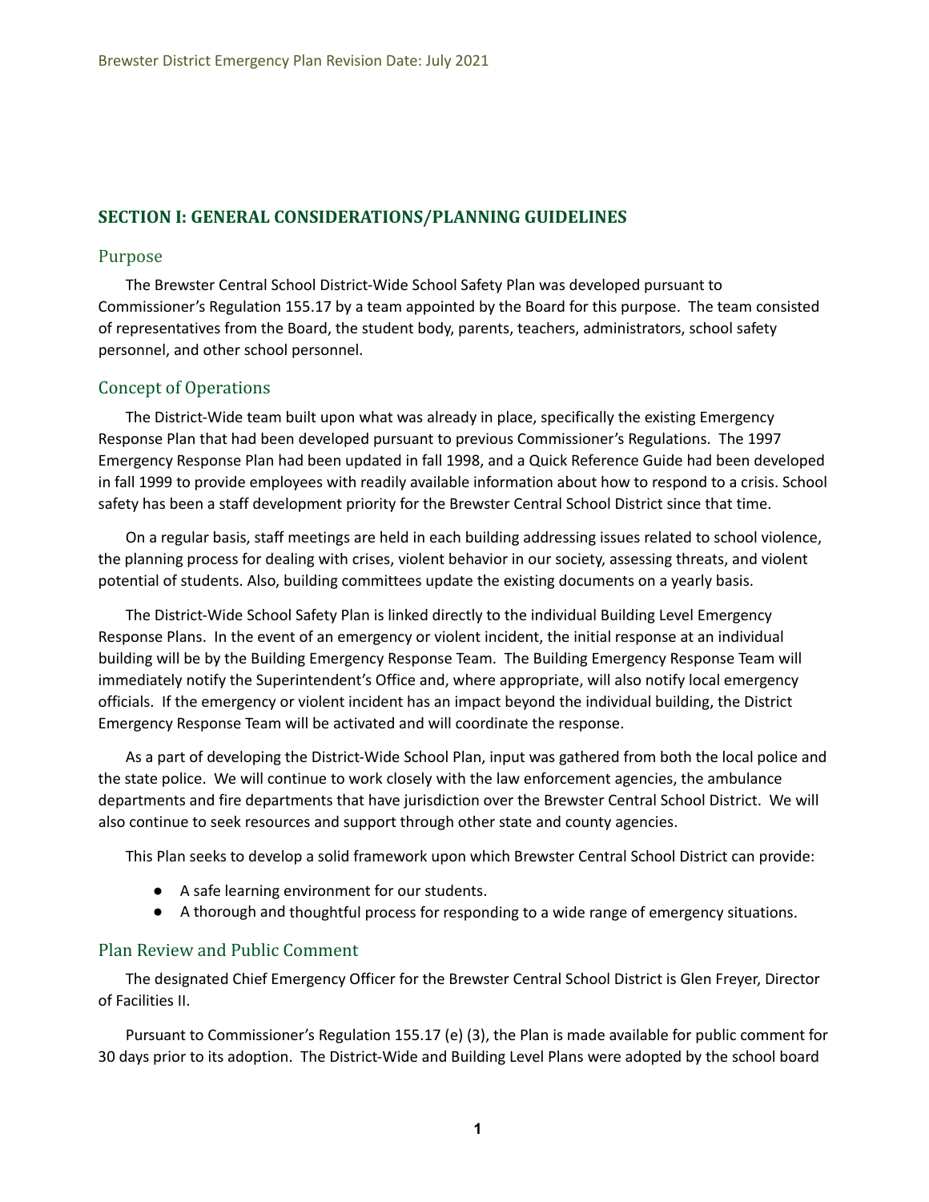## SECTION I: GENERAL CONSIDERATIONS/PLANNING GUIDELINES

### Purpose

The Brewster Central School District-Wide School Safety Plan was developed pursuant to Commissioner's Regulation 155.17 by a team appointed by the Board for this purpose. The team consisted of representatives from the Board, the student body, parents, teachers, administrators, school safety personnel, and other school personnel.

### Concept of Operations

The District-Wide team built upon what was already in place, specifically the existing Emergency Response Plan that had been developed pursuant to previous Commissioner's Regulations. The 1997 Emergency Response Plan had been updated in fall 1998, and a Quick Reference Guide had been developed in fall 1999 to provide employees with readily available information about how to respond to a crisis. School safety has been a staff development priority for the Brewster Central School District since that time.

On a regular basis, staff meetings are held in each building addressing issues related to school violence, the planning process for dealing with crises, violent behavior in our society, assessing threats, and violent potential of students. Also, building committees update the existing documents on a yearly basis.

The District-Wide School Safety Plan is linked directly to the individual Building Level Emergency Response Plans. In the event of an emergency or violent incident, the initial response at an individual building will be by the Building Emergency Response Team. The Building Emergency Response Team will immediately notify the Superintendent's Office and, where appropriate, will also notify local emergency officials. If the emergency or violent incident has an impact beyond the individual building, the District Emergency Response Team will be activated and will coordinate the response.

As a part of developing the District-Wide School Plan, input was gathered from both the local police and the state police. We will continue to work closely with the law enforcement agencies, the ambulance departments and fire departments that have jurisdiction over the Brewster Central School District. We will also continue to seek resources and support through other state and county agencies.

This Plan seeks to develop a solid framework upon which Brewster Central School District can provide:

- A safe learning environment for our students.
- A thorough and thoughtful process for responding to a wide range of emergency situations.

### Plan Review and Public Comment

The designated Chief Emergency Officer for the Brewster Central School District is Glen Freyer, Director of Facilities II.

Pursuant to Commissioner's Regulation 155.17 (e) (3), the Plan is made available for public comment for 30 days prior to its adoption. The District-Wide and Building Level Plans were adopted by the school board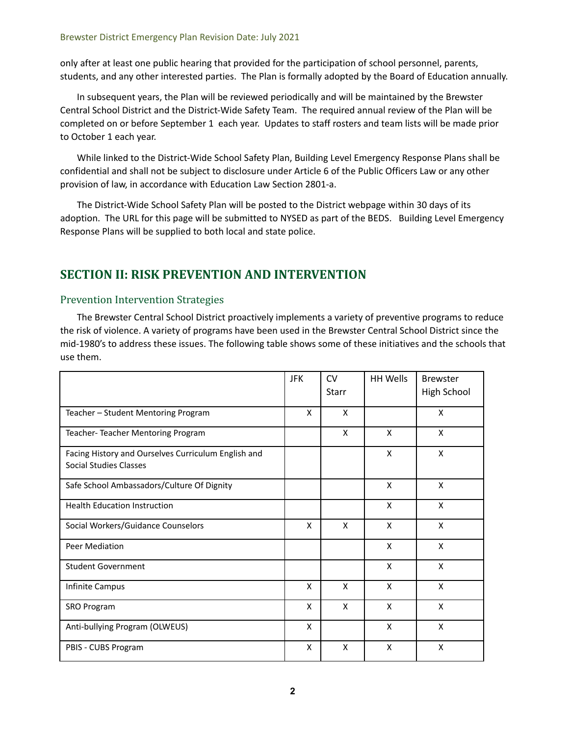only after at least one public hearing that provided for the participation of school personnel, parents, students, and any other interested parties. The Plan is formally adopted by the Board of Education annually.

In subsequent years, the Plan will be reviewed periodically and will be maintained by the Brewster Central School District and the District-Wide Safety Team. The required annual review of the Plan will be completed on or before September 1 each year. Updates to staff rosters and team lists will be made prior to October 1 each year.

While linked to the District-Wide School Safety Plan, Building Level Emergency Response Plans shall be confidential and shall not be subject to disclosure under Article 6 of the Public Officers Law or any other provision of law, in accordance with Education Law Section 2801-a.

The District-Wide School Safety Plan will be posted to the District webpage within 30 days of its adoption. The URL for this page will be submitted to NYSED as part of the BEDS. Building Level Emergency Response Plans will be supplied to both local and state police.

## SECTION II: RISK PREVENTION AND INTERVENTION

### Prevention Intervention Strategies

The Brewster Central School District proactively implements a variety of preventive programs to reduce the risk of violence. A variety of programs have been used in the Brewster Central School District since the mid-1980's to address these issues. The following table shows some of these initiatives and the schools that use them.

| | JFK | CV Starr | HH Wells | Brewster High School |
|---|---|---|---|---|
| Teacher – Student Mentoring Program | X | X | | X |
| Teacher- Teacher Mentoring Program | | X | X | X |
| Facing History and Ourselves Curriculum English and Social Studies Classes | | | X | X |
| Safe School Ambassadors/Culture Of Dignity | | | X | X |
| Health Education Instruction | | | X | X |
| Social Workers/Guidance Counselors | X | X | X | X |
| Peer Mediation | | | X | X |
| Student Government | | | X | X |
| Infinite Campus | X | X | X | X |
| SRO Program | X | X | X | X |
| Anti-bullying Program (OLWEUS) | X | | X | X |
| PBIS - CUBS Program | X | X | X | X |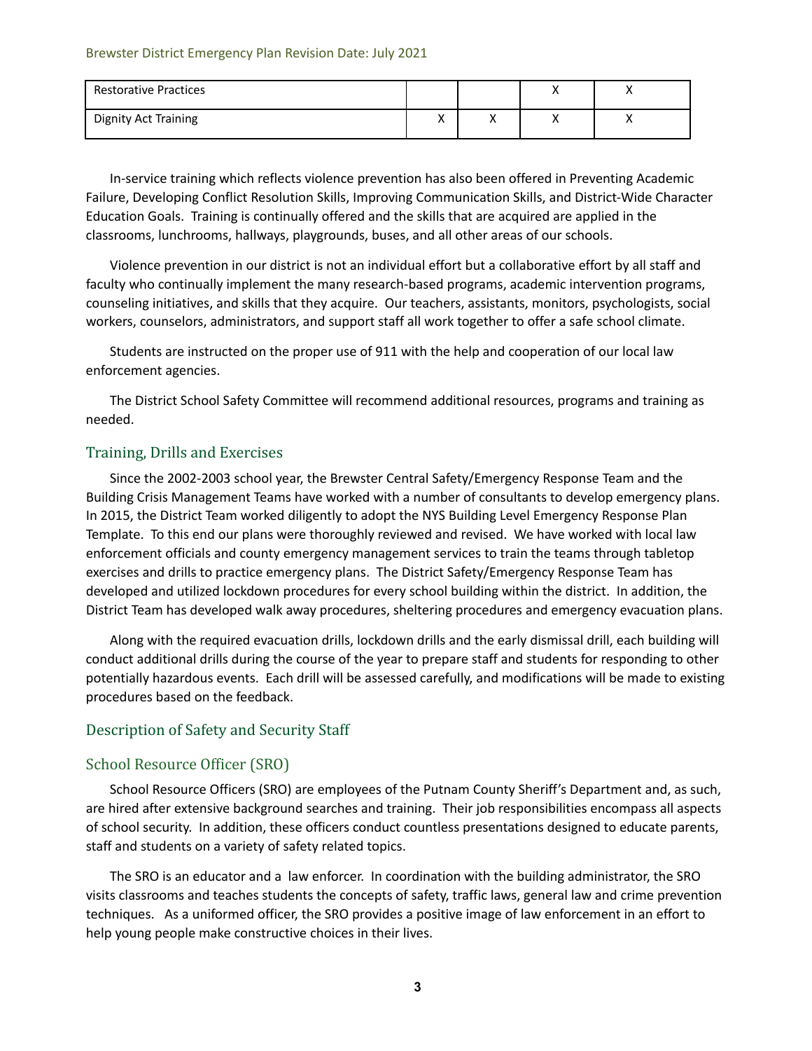| Restorative Practices | | | X | X |
|---|---|---|---|---|
| Dignity Act Training | X | X | X | X |

In-service training which reflects violence prevention has also been offered in Preventing Academic Failure, Developing Conflict Resolution Skills, Improving Communication Skills, and District-Wide Character Education Goals. Training is continually offered and the skills that are acquired are applied in the classrooms, lunchrooms, hallways, playgrounds, buses, and all other areas of our schools.

Violence prevention in our district is not an individual effort but a collaborative effort by all staff and faculty who continually implement the many research-based programs, academic intervention programs, counseling initiatives, and skills that they acquire. Our teachers, assistants, monitors, psychologists, social workers, counselors, administrators, and support staff all work together to offer a safe school climate.

Students are instructed on the proper use of 911 with the help and cooperation of our local law enforcement agencies.

The District School Safety Committee will recommend additional resources, programs and training as needed.

## Training, Drills and Exercises

Since the 2002-2003 school year, the Brewster Central Safety/Emergency Response Team and the Building Crisis Management Teams have worked with a number of consultants to develop emergency plans. In 2015, the District Team worked diligently to adopt the NYS Building Level Emergency Response Plan Template. To this end our plans were thoroughly reviewed and revised. We have worked with local law enforcement officials and county emergency management services to train the teams through tabletop exercises and drills to practice emergency plans. The District Safety/Emergency Response Team has developed and utilized lockdown procedures for every school building within the district. In addition, the District Team has developed walk away procedures, sheltering procedures and emergency evacuation plans.

Along with the required evacuation drills, lockdown drills and the early dismissal drill, each building will conduct additional drills during the course of the year to prepare staff and students for responding to other potentially hazardous events. Each drill will be assessed carefully, and modifications will be made to existing procedures based on the feedback.

## Description of Safety and Security Staff

## School Resource Officer (SRO)

School Resource Officers (SRO) are employees of the Putnam County Sheriff's Department and, as such, are hired after extensive background searches and training. Their job responsibilities encompass all aspects of school security. In addition, these officers conduct countless presentations designed to educate parents, staff and students on a variety of safety related topics.

The SRO is an educator and a law enforcer. In coordination with the building administrator, the SRO visits classrooms and teaches students the concepts of safety, traffic laws, general law and crime prevention techniques. As a uniformed officer, the SRO provides a positive image of law enforcement in an effort to help young people make constructive choices in their lives.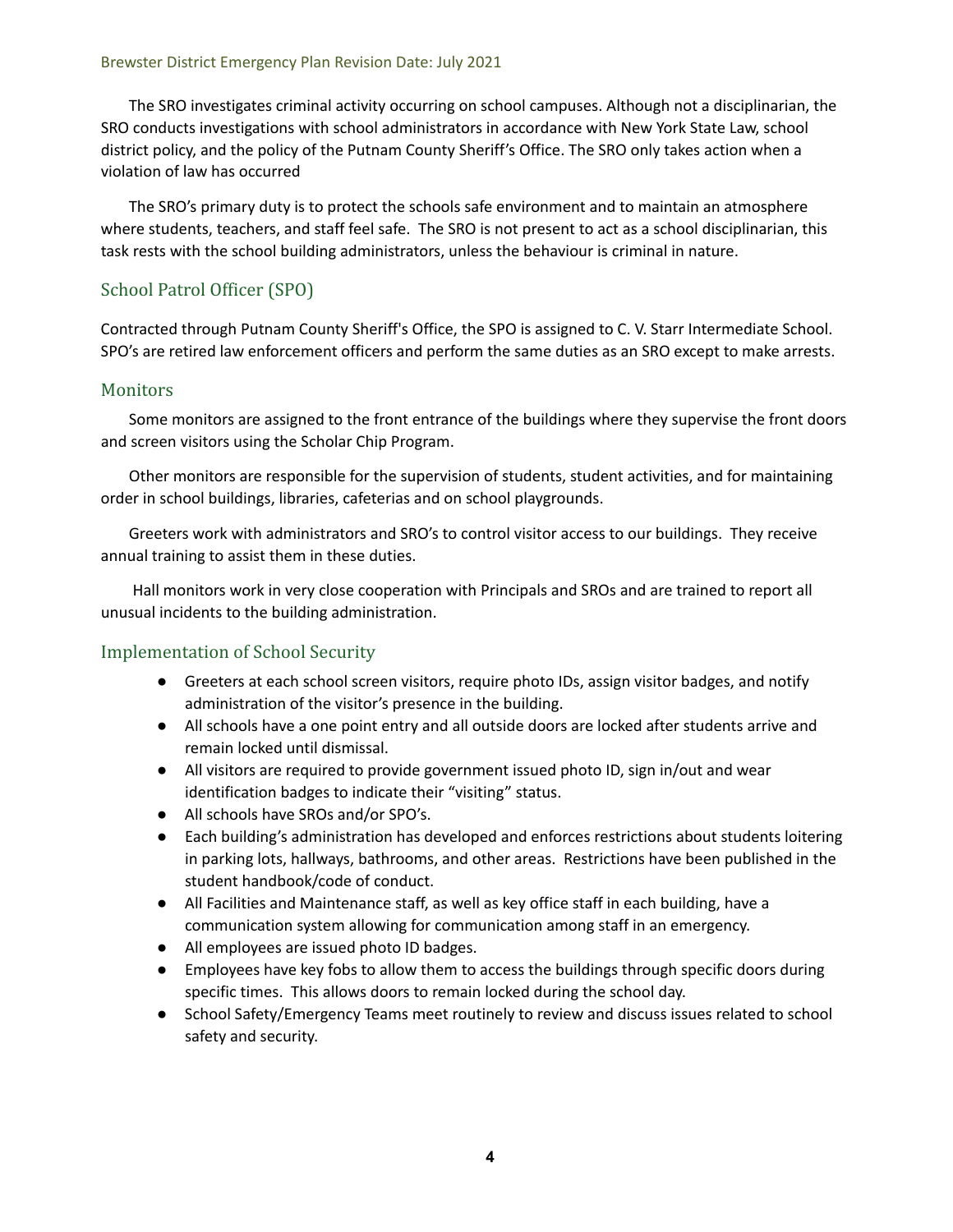The SRO investigates criminal activity occurring on school campuses. Although not a disciplinarian, the SRO conducts investigations with school administrators in accordance with New York State Law, school district policy, and the policy of the Putnam County Sheriff's Office. The SRO only takes action when a violation of law has occurred

The SRO's primary duty is to protect the schools safe environment and to maintain an atmosphere where students, teachers, and staff feel safe. The SRO is not present to act as a school disciplinarian, this task rests with the school building administrators, unless the behaviour is criminal in nature.

## School Patrol Officer (SPO)

Contracted through Putnam County Sheriff's Office, the SPO is assigned to C. V. Starr Intermediate School. SPO's are retired law enforcement officers and perform the same duties as an SRO except to make arrests.

## Monitors

Some monitors are assigned to the front entrance of the buildings where they supervise the front doors and screen visitors using the Scholar Chip Program.

Other monitors are responsible for the supervision of students, student activities, and for maintaining order in school buildings, libraries, cafeterias and on school playgrounds.

Greeters work with administrators and SRO's to control visitor access to our buildings. They receive annual training to assist them in these duties.

Hall monitors work in very close cooperation with Principals and SROs and are trained to report all unusual incidents to the building administration.

## Implementation of School Security

- Greeters at each school screen visitors, require photo IDs, assign visitor badges, and notify administration of the visitor's presence in the building.
- All schools have a one point entry and all outside doors are locked after students arrive and remain locked until dismissal.
- All visitors are required to provide government issued photo ID, sign in/out and wear identification badges to indicate their "visiting" status.
- All schools have SROs and/or SPO's.
- Each building's administration has developed and enforces restrictions about students loitering in parking lots, hallways, bathrooms, and other areas. Restrictions have been published in the student handbook/code of conduct.
- All Facilities and Maintenance staff, as well as key office staff in each building, have a communication system allowing for communication among staff in an emergency.
- All employees are issued photo ID badges.
- Employees have key fobs to allow them to access the buildings through specific doors during specific times. This allows doors to remain locked during the school day.
- School Safety/Emergency Teams meet routinely to review and discuss issues related to school safety and security.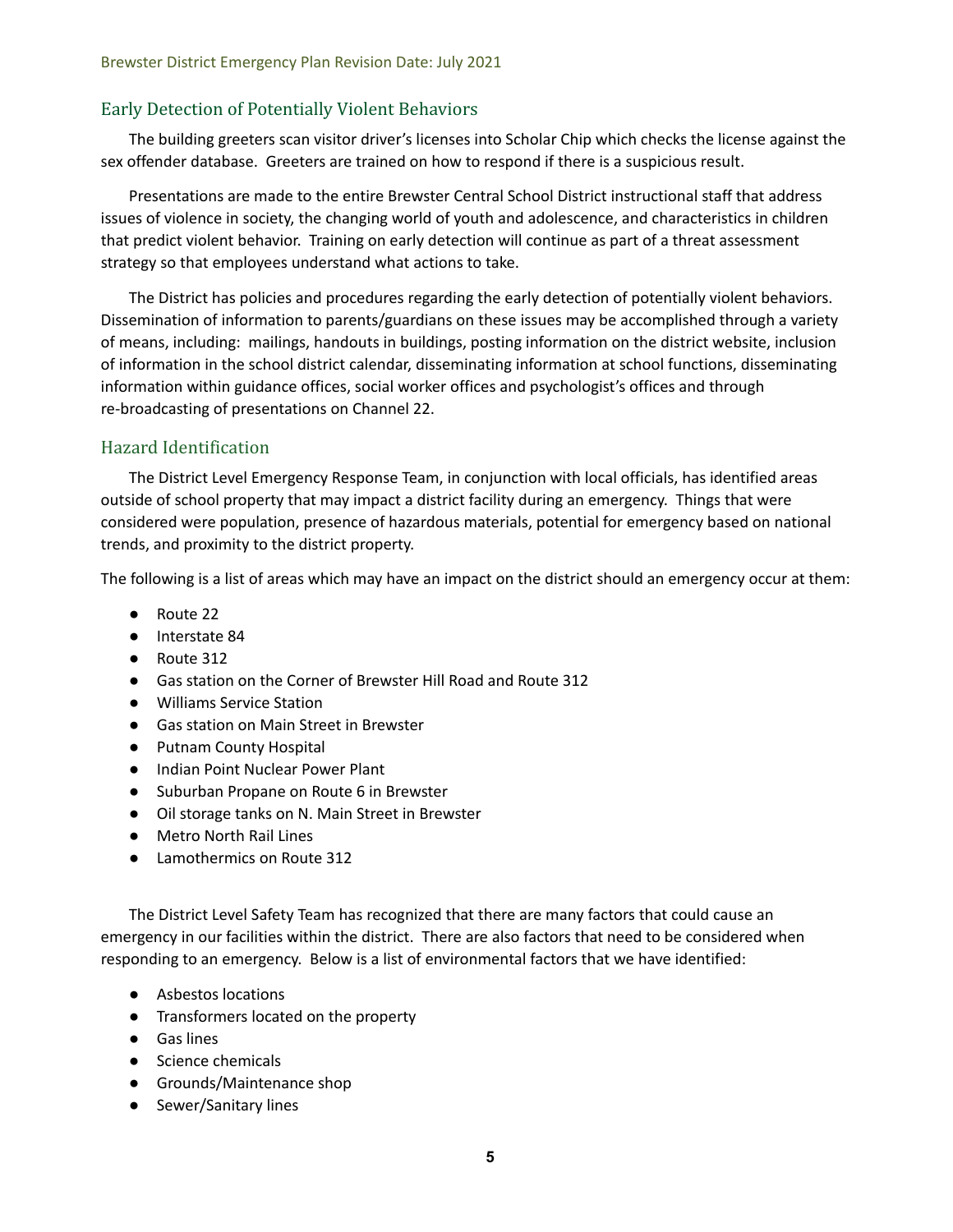## Early Detection of Potentially Violent Behaviors

The building greeters scan visitor driver's licenses into Scholar Chip which checks the license against the sex offender database. Greeters are trained on how to respond if there is a suspicious result.

Presentations are made to the entire Brewster Central School District instructional staff that address issues of violence in society, the changing world of youth and adolescence, and characteristics in children that predict violent behavior. Training on early detection will continue as part of a threat assessment strategy so that employees understand what actions to take.

The District has policies and procedures regarding the early detection of potentially violent behaviors. Dissemination of information to parents/guardians on these issues may be accomplished through a variety of means, including: mailings, handouts in buildings, posting information on the district website, inclusion of information in the school district calendar, disseminating information at school functions, disseminating information within guidance offices, social worker offices and psychologist's offices and through re-broadcasting of presentations on Channel 22.

## Hazard Identification

The District Level Emergency Response Team, in conjunction with local officials, has identified areas outside of school property that may impact a district facility during an emergency. Things that were considered were population, presence of hazardous materials, potential for emergency based on national trends, and proximity to the district property.

The following is a list of areas which may have an impact on the district should an emergency occur at them:

- Route 22
- Interstate 84
- Route 312
- Gas station on the Corner of Brewster Hill Road and Route 312
- Williams Service Station
- Gas station on Main Street in Brewster
- Putnam County Hospital
- Indian Point Nuclear Power Plant
- Suburban Propane on Route 6 in Brewster
- Oil storage tanks on N. Main Street in Brewster
- Metro North Rail Lines
- Lamothermics on Route 312

The District Level Safety Team has recognized that there are many factors that could cause an emergency in our facilities within the district. There are also factors that need to be considered when responding to an emergency. Below is a list of environmental factors that we have identified:

- Asbestos locations
- Transformers located on the property
- Gas lines
- Science chemicals
- Grounds/Maintenance shop
- Sewer/Sanitary lines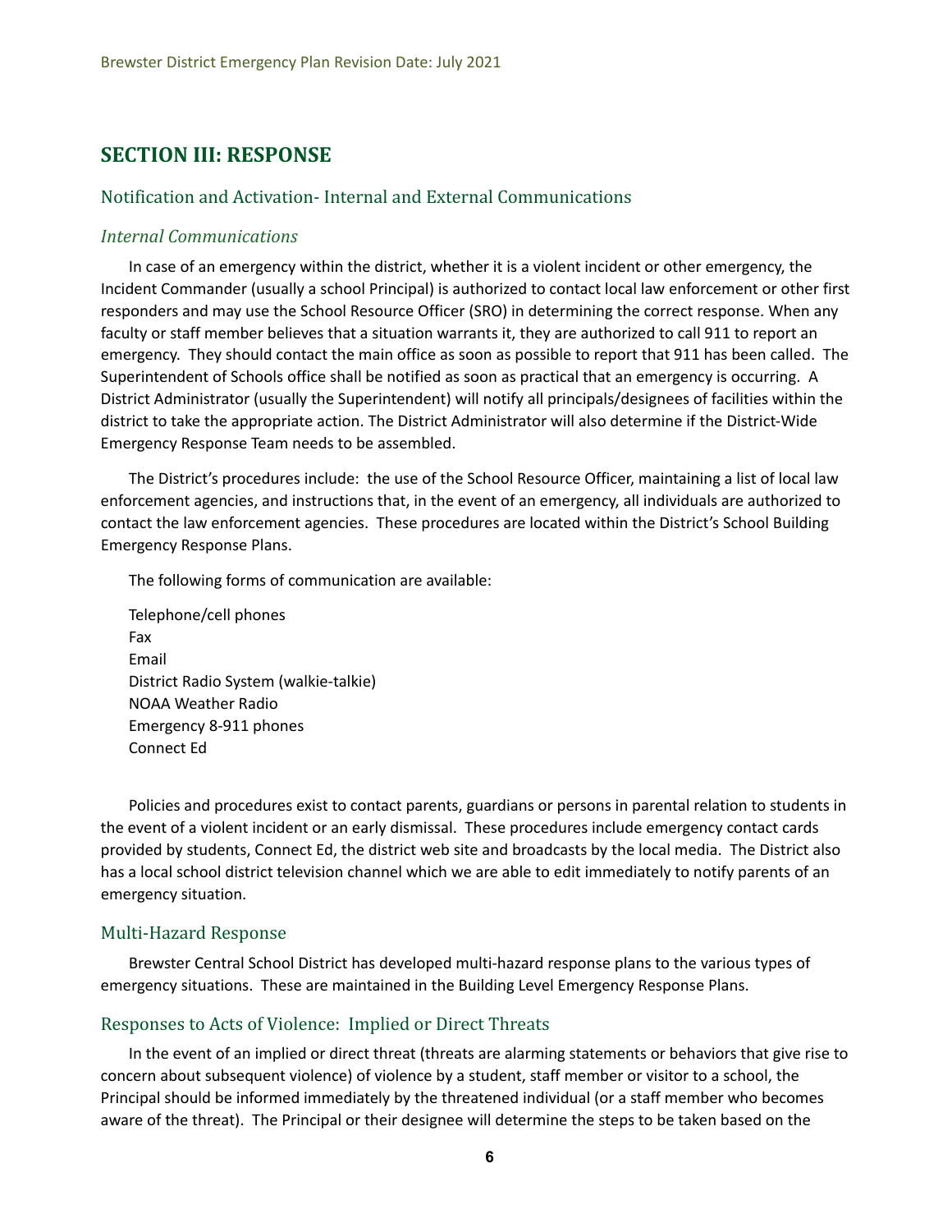## SECTION III: RESPONSE

### Notification and Activation- Internal and External Communications

#### *Internal Communications*

In case of an emergency within the district, whether it is a violent incident or other emergency, the Incident Commander (usually a school Principal) is authorized to contact local law enforcement or other first responders and may use the School Resource Officer (SRO) in determining the correct response. When any faculty or staff member believes that a situation warrants it, they are authorized to call 911 to report an emergency. They should contact the main office as soon as possible to report that 911 has been called. The Superintendent of Schools office shall be notified as soon as practical that an emergency is occurring. A District Administrator (usually the Superintendent) will notify all principals/designees of facilities within the district to take the appropriate action. The District Administrator will also determine if the District-Wide Emergency Response Team needs to be assembled.

The District's procedures include: the use of the School Resource Officer, maintaining a list of local law enforcement agencies, and instructions that, in the event of an emergency, all individuals are authorized to contact the law enforcement agencies. These procedures are located within the District's School Building Emergency Response Plans.

The following forms of communication are available:

Telephone/cell phones
Fax
Email
District Radio System (walkie-talkie)
NOAA Weather Radio
Emergency 8-911 phones
Connect Ed

Policies and procedures exist to contact parents, guardians or persons in parental relation to students in the event of a violent incident or an early dismissal. These procedures include emergency contact cards provided by students, Connect Ed, the district web site and broadcasts by the local media. The District also has a local school district television channel which we are able to edit immediately to notify parents of an emergency situation.

### Multi-Hazard Response

Brewster Central School District has developed multi-hazard response plans to the various types of emergency situations. These are maintained in the Building Level Emergency Response Plans.

### Responses to Acts of Violence: Implied or Direct Threats

In the event of an implied or direct threat (threats are alarming statements or behaviors that give rise to concern about subsequent violence) of violence by a student, staff member or visitor to a school, the Principal should be informed immediately by the threatened individual (or a staff member who becomes aware of the threat). The Principal or their designee will determine the steps to be taken based on the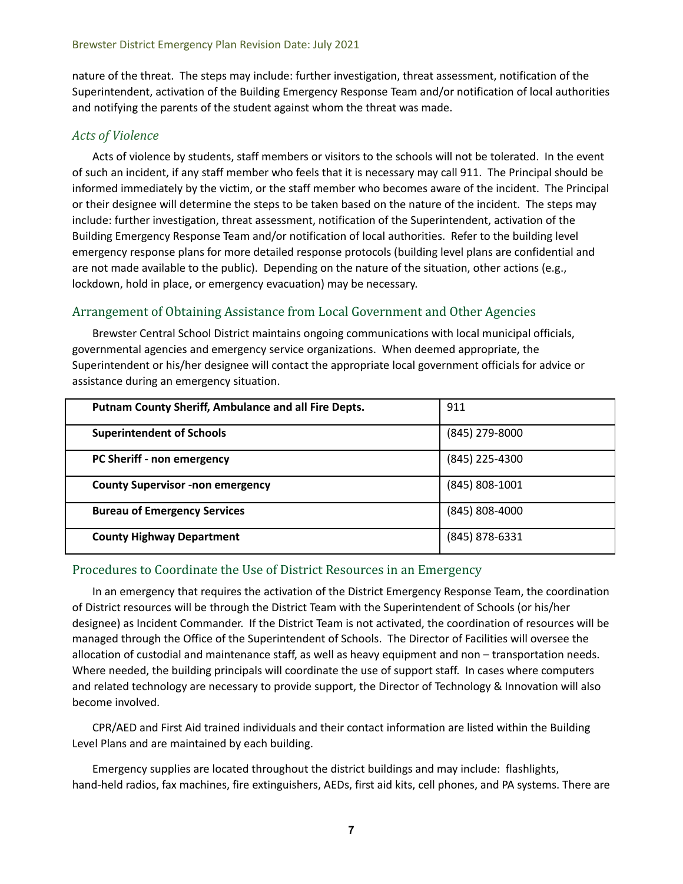nature of the threat. The steps may include: further investigation, threat assessment, notification of the Superintendent, activation of the Building Emergency Response Team and/or notification of local authorities and notifying the parents of the student against whom the threat was made.

### *Acts of Violence*

Acts of violence by students, staff members or visitors to the schools will not be tolerated. In the event of such an incident, if any staff member who feels that it is necessary may call 911. The Principal should be informed immediately by the victim, or the staff member who becomes aware of the incident. The Principal or their designee will determine the steps to be taken based on the nature of the incident. The steps may include: further investigation, threat assessment, notification of the Superintendent, activation of the Building Emergency Response Team and/or notification of local authorities. Refer to the building level emergency response plans for more detailed response protocols (building level plans are confidential and are not made available to the public). Depending on the nature of the situation, other actions (e.g., lockdown, hold in place, or emergency evacuation) may be necessary.

## Arrangement of Obtaining Assistance from Local Government and Other Agencies

Brewster Central School District maintains ongoing communications with local municipal officials, governmental agencies and emergency service organizations. When deemed appropriate, the Superintendent or his/her designee will contact the appropriate local government officials for advice or assistance during an emergency situation.

| | |
|---|---|
| **Putnam County Sheriff, Ambulance and all Fire Depts.** | 911 |
| **Superintendent of Schools** | (845) 279-8000 |
| **PC Sheriff - non emergency** | (845) 225-4300 |
| **County Supervisor -non emergency** | (845) 808-1001 |
| **Bureau of Emergency Services** | (845) 808-4000 |
| **County Highway Department** | (845) 878-6331 |

## Procedures to Coordinate the Use of District Resources in an Emergency

In an emergency that requires the activation of the District Emergency Response Team, the coordination of District resources will be through the District Team with the Superintendent of Schools (or his/her designee) as Incident Commander. If the District Team is not activated, the coordination of resources will be managed through the Office of the Superintendent of Schools. The Director of Facilities will oversee the allocation of custodial and maintenance staff, as well as heavy equipment and non – transportation needs. Where needed, the building principals will coordinate the use of support staff. In cases where computers and related technology are necessary to provide support, the Director of Technology & Innovation will also become involved.

CPR/AED and First Aid trained individuals and their contact information are listed within the Building Level Plans and are maintained by each building.

Emergency supplies are located throughout the district buildings and may include: flashlights, hand-held radios, fax machines, fire extinguishers, AEDs, first aid kits, cell phones, and PA systems. There are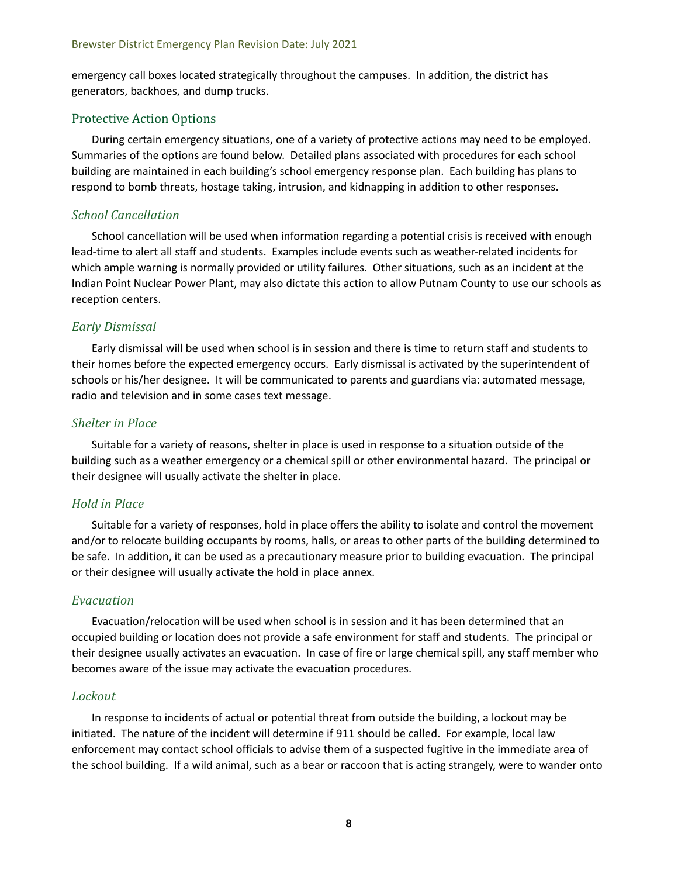emergency call boxes located strategically throughout the campuses. In addition, the district has generators, backhoes, and dump trucks.

## Protective Action Options

During certain emergency situations, one of a variety of protective actions may need to be employed. Summaries of the options are found below. Detailed plans associated with procedures for each school building are maintained in each building's school emergency response plan. Each building has plans to respond to bomb threats, hostage taking, intrusion, and kidnapping in addition to other responses.

### *School Cancellation*

School cancellation will be used when information regarding a potential crisis is received with enough lead-time to alert all staff and students. Examples include events such as weather-related incidents for which ample warning is normally provided or utility failures. Other situations, such as an incident at the Indian Point Nuclear Power Plant, may also dictate this action to allow Putnam County to use our schools as reception centers.

### *Early Dismissal*

Early dismissal will be used when school is in session and there is time to return staff and students to their homes before the expected emergency occurs. Early dismissal is activated by the superintendent of schools or his/her designee. It will be communicated to parents and guardians via: automated message, radio and television and in some cases text message.

### *Shelter in Place*

Suitable for a variety of reasons, shelter in place is used in response to a situation outside of the building such as a weather emergency or a chemical spill or other environmental hazard. The principal or their designee will usually activate the shelter in place.

### *Hold in Place*

Suitable for a variety of responses, hold in place offers the ability to isolate and control the movement and/or to relocate building occupants by rooms, halls, or areas to other parts of the building determined to be safe. In addition, it can be used as a precautionary measure prior to building evacuation. The principal or their designee will usually activate the hold in place annex.

### *Evacuation*

Evacuation/relocation will be used when school is in session and it has been determined that an occupied building or location does not provide a safe environment for staff and students. The principal or their designee usually activates an evacuation. In case of fire or large chemical spill, any staff member who becomes aware of the issue may activate the evacuation procedures.

### *Lockout*

In response to incidents of actual or potential threat from outside the building, a lockout may be initiated. The nature of the incident will determine if 911 should be called. For example, local law enforcement may contact school officials to advise them of a suspected fugitive in the immediate area of the school building. If a wild animal, such as a bear or raccoon that is acting strangely, were to wander onto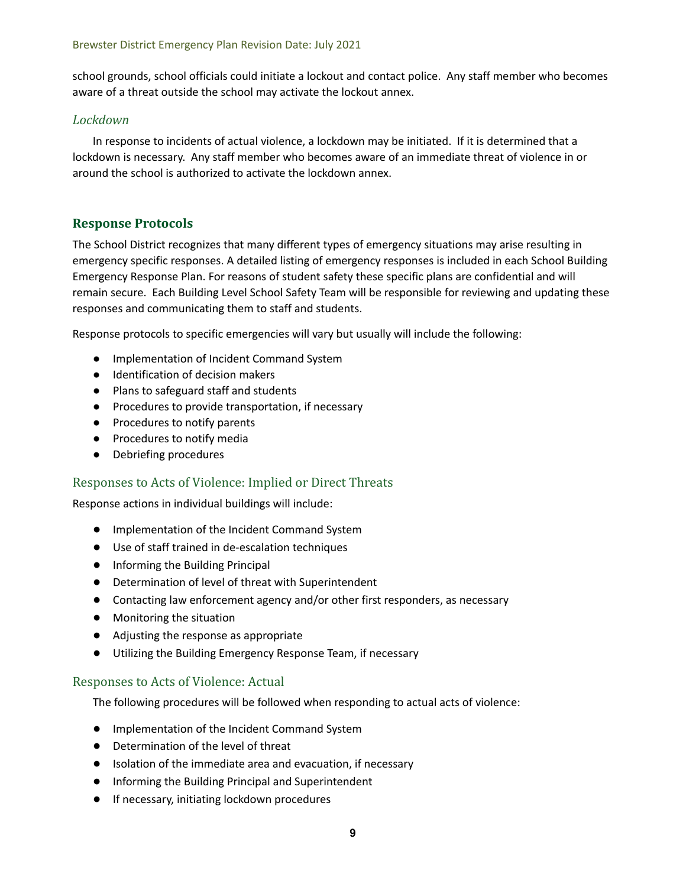school grounds, school officials could initiate a lockout and contact police. Any staff member who becomes aware of a threat outside the school may activate the lockout annex.

### *Lockdown*

In response to incidents of actual violence, a lockdown may be initiated. If it is determined that a lockdown is necessary. Any staff member who becomes aware of an immediate threat of violence in or around the school is authorized to activate the lockdown annex.

## **Response Protocols**

The School District recognizes that many different types of emergency situations may arise resulting in emergency specific responses. A detailed listing of emergency responses is included in each School Building Emergency Response Plan. For reasons of student safety these specific plans are confidential and will remain secure. Each Building Level School Safety Team will be responsible for reviewing and updating these responses and communicating them to staff and students.

Response protocols to specific emergencies will vary but usually will include the following:

- Implementation of Incident Command System
- Identification of decision makers
- Plans to safeguard staff and students
- Procedures to provide transportation, if necessary
- Procedures to notify parents
- Procedures to notify media
- Debriefing procedures

### Responses to Acts of Violence: Implied or Direct Threats

Response actions in individual buildings will include:

- Implementation of the Incident Command System
- Use of staff trained in de-escalation techniques
- Informing the Building Principal
- Determination of level of threat with Superintendent
- Contacting law enforcement agency and/or other first responders, as necessary
- Monitoring the situation
- Adjusting the response as appropriate
- Utilizing the Building Emergency Response Team, if necessary

### Responses to Acts of Violence: Actual

The following procedures will be followed when responding to actual acts of violence:

- Implementation of the Incident Command System
- Determination of the level of threat
- Isolation of the immediate area and evacuation, if necessary
- Informing the Building Principal and Superintendent
- If necessary, initiating lockdown procedures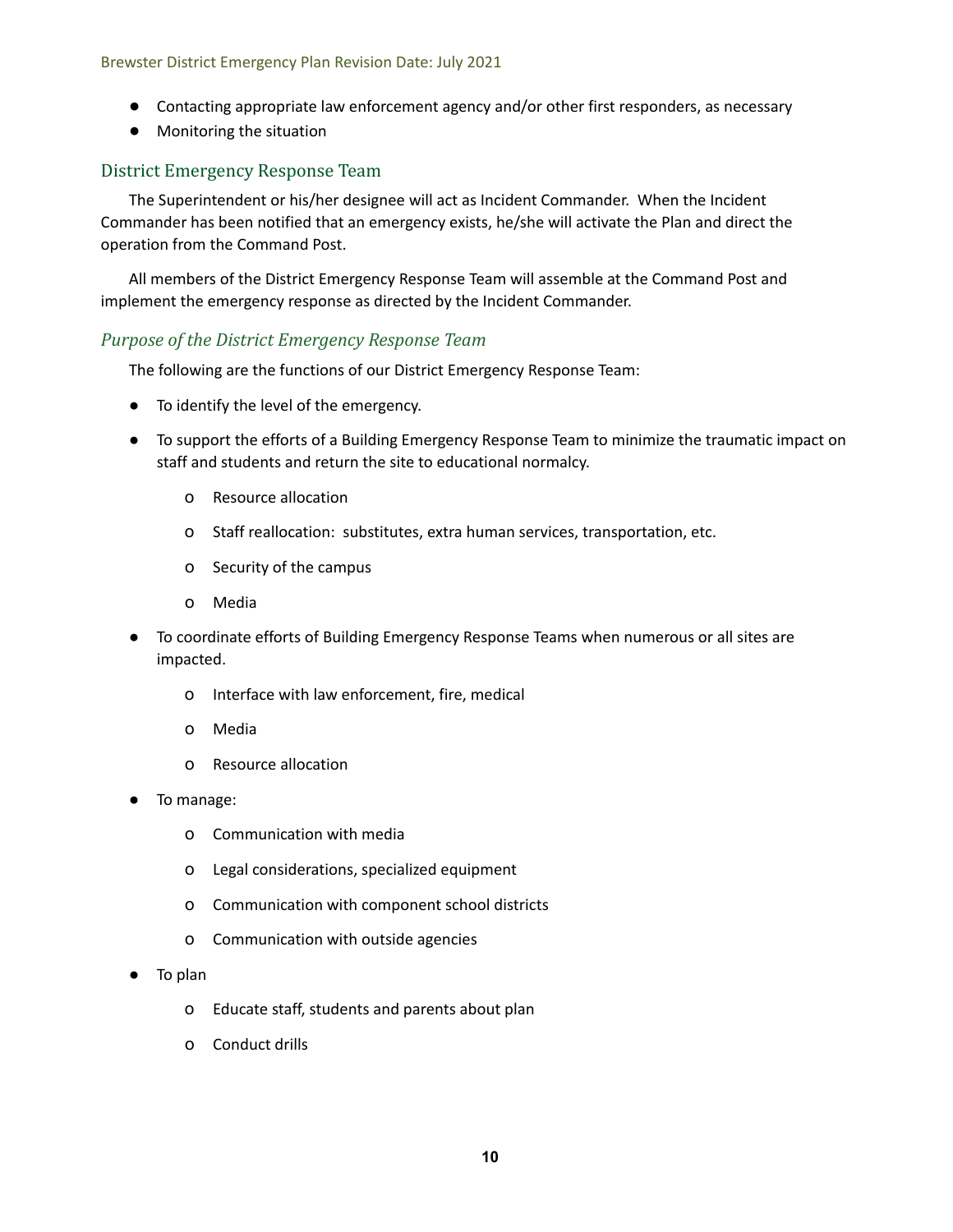- Contacting appropriate law enforcement agency and/or other first responders, as necessary
- Monitoring the situation

## District Emergency Response Team

The Superintendent or his/her designee will act as Incident Commander. When the Incident Commander has been notified that an emergency exists, he/she will activate the Plan and direct the operation from the Command Post.

All members of the District Emergency Response Team will assemble at the Command Post and implement the emergency response as directed by the Incident Commander.

### *Purpose of the District Emergency Response Team*

The following are the functions of our District Emergency Response Team:

- To identify the level of the emergency.
- To support the efforts of a Building Emergency Response Team to minimize the traumatic impact on staff and students and return the site to educational normalcy.
  - Resource allocation
  - Staff reallocation: substitutes, extra human services, transportation, etc.
  - Security of the campus
  - Media
- To coordinate efforts of Building Emergency Response Teams when numerous or all sites are impacted.
  - Interface with law enforcement, fire, medical
  - Media
  - Resource allocation
- To manage:
  - Communication with media
  - Legal considerations, specialized equipment
  - Communication with component school districts
  - Communication with outside agencies
- To plan
  - Educate staff, students and parents about plan
  - Conduct drills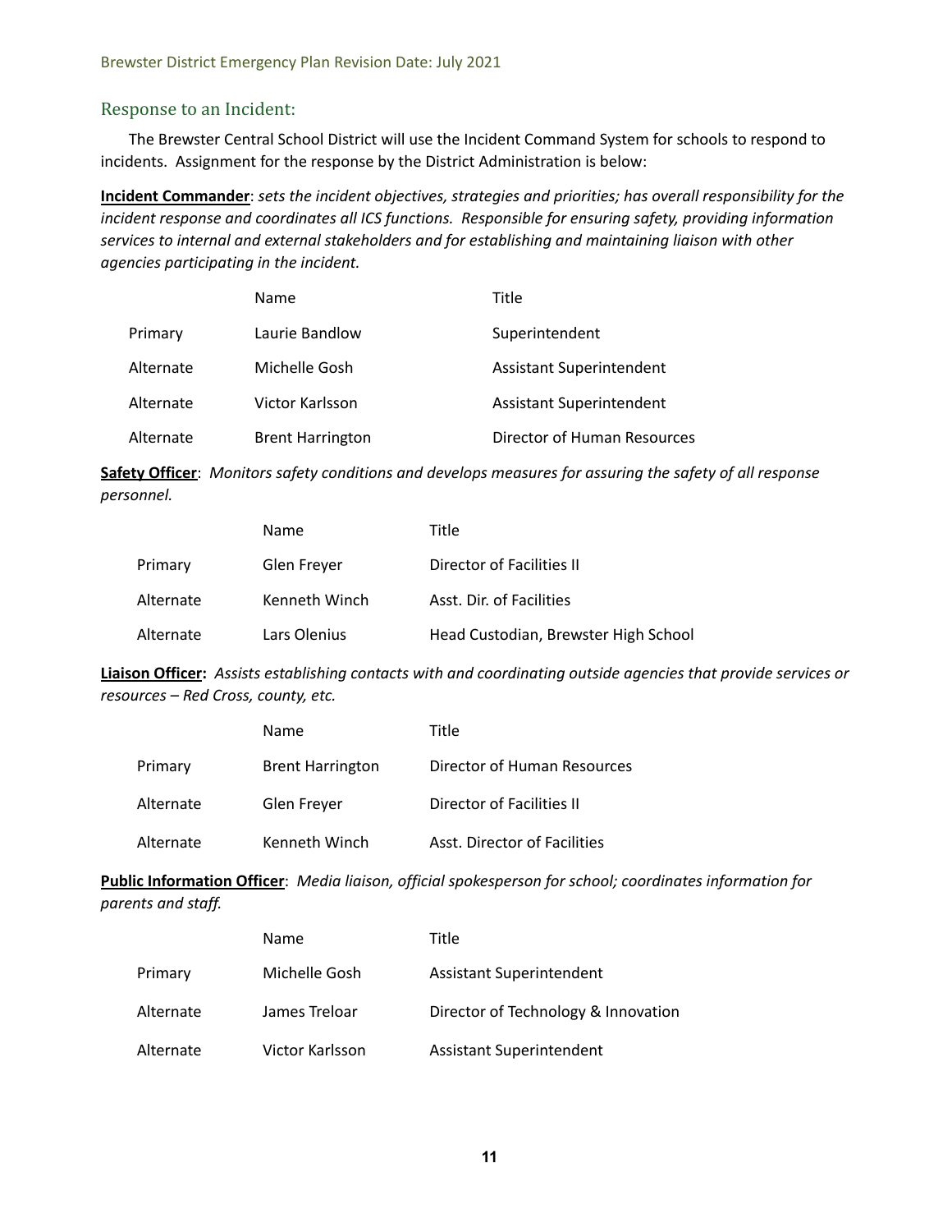## Response to an Incident:

The Brewster Central School District will use the Incident Command System for schools to respond to incidents. Assignment for the response by the District Administration is below:

**Incident Commander**: *sets the incident objectives, strategies and priorities; has overall responsibility for the incident response and coordinates all ICS functions. Responsible for ensuring safety, providing information services to internal and external stakeholders and for establishing and maintaining liaison with other agencies participating in the incident.*

| | Name | Title |
|---|---|---|
| Primary | Laurie Bandlow | Superintendent |
| Alternate | Michelle Gosh | Assistant Superintendent |
| Alternate | Victor Karlsson | Assistant Superintendent |
| Alternate | Brent Harrington | Director of Human Resources |

**Safety Officer**: *Monitors safety conditions and develops measures for assuring the safety of all response personnel.*

| | Name | Title |
|---|---|---|
| Primary | Glen Freyer | Director of Facilities II |
| Alternate | Kenneth Winch | Asst. Dir. of Facilities |
| Alternate | Lars Olenius | Head Custodian, Brewster High School |

**Liaison Officer:** *Assists establishing contacts with and coordinating outside agencies that provide services or resources – Red Cross, county, etc.*

| | Name | Title |
|---|---|---|
| Primary | Brent Harrington | Director of Human Resources |
| Alternate | Glen Freyer | Director of Facilities II |
| Alternate | Kenneth Winch | Asst. Director of Facilities |

**Public Information Officer**: *Media liaison, official spokesperson for school; coordinates information for parents and staff.*

| | Name | Title |
|---|---|---|
| Primary | Michelle Gosh | Assistant Superintendent |
| Alternate | James Treloar | Director of Technology & Innovation |
| Alternate | Victor Karlsson | Assistant Superintendent |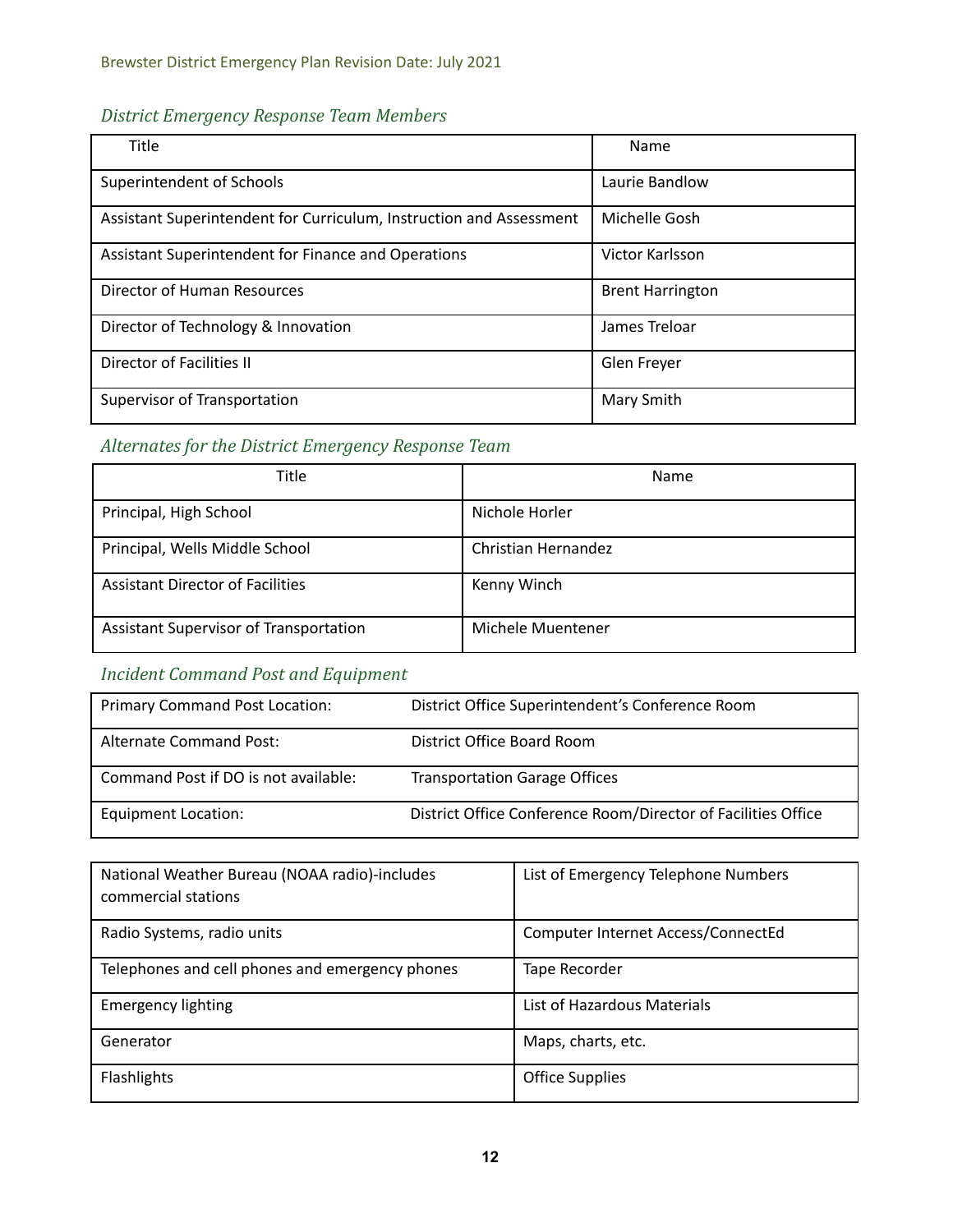### *District Emergency Response Team Members*

| Title | Name |
|---|---|
| Superintendent of Schools | Laurie Bandlow |
| Assistant Superintendent for Curriculum, Instruction and Assessment | Michelle Gosh |
| Assistant Superintendent for Finance and Operations | Victor Karlsson |
| Director of Human Resources | Brent Harrington |
| Director of Technology & Innovation | James Treloar |
| Director of Facilities II | Glen Freyer |
| Supervisor of Transportation | Mary Smith |

### *Alternates for the District Emergency Response Team*

| Title | Name |
|---|---|
| Principal, High School | Nichole Horler |
| Principal, Wells Middle School | Christian Hernandez |
| Assistant Director of Facilities | Kenny Winch |
| Assistant Supervisor of Transportation | Michele Muentener |

### *Incident Command Post and Equipment*

| | |
|---|---|
| Primary Command Post Location: | District Office Superintendent's Conference Room |
| Alternate Command Post: | District Office Board Room |
| Command Post if DO is not available: | Transportation Garage Offices |
| Equipment Location: | District Office Conference Room/Director of Facilities Office |

| | |
|---|---|
| National Weather Bureau (NOAA radio)-includes commercial stations | List of Emergency Telephone Numbers |
| Radio Systems, radio units | Computer Internet Access/ConnectEd |
| Telephones and cell phones and emergency phones | Tape Recorder |
| Emergency lighting | List of Hazardous Materials |
| Generator | Maps, charts, etc. |
| Flashlights | Office Supplies |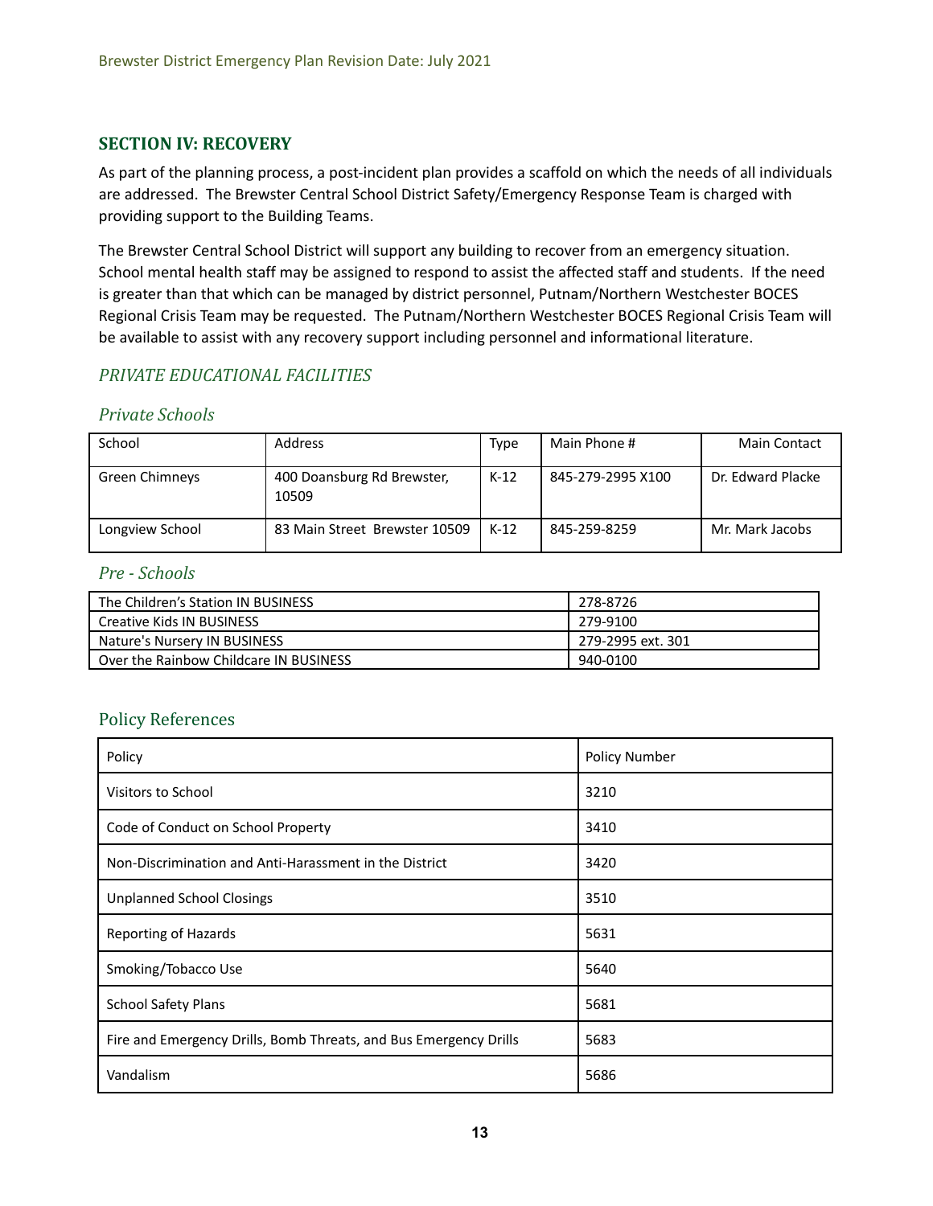## SECTION IV: RECOVERY

As part of the planning process, a post-incident plan provides a scaffold on which the needs of all individuals are addressed. The Brewster Central School District Safety/Emergency Response Team is charged with providing support to the Building Teams.

The Brewster Central School District will support any building to recover from an emergency situation. School mental health staff may be assigned to respond to assist the affected staff and students. If the need is greater than that which can be managed by district personnel, Putnam/Northern Westchester BOCES Regional Crisis Team may be requested. The Putnam/Northern Westchester BOCES Regional Crisis Team will be available to assist with any recovery support including personnel and informational literature.

### *PRIVATE EDUCATIONAL FACILITIES*

#### *Private Schools*

| School | Address | Type | Main Phone # | Main Contact |
|---|---|---|---|---|
| Green Chimneys | 400 Doansburg Rd Brewster, 10509 | K-12 | 845-279-2995 X100 | Dr. Edward Placke |
| Longview School | 83 Main Street Brewster 10509 | K-12 | 845-259-8259 | Mr. Mark Jacobs |

#### *Pre - Schools*

| | |
|---|---|
| The Children's Station IN BUSINESS | 278-8726 |
| Creative Kids IN BUSINESS | 279-9100 |
| Nature's Nursery IN BUSINESS | 279-2995 ext. 301 |
| Over the Rainbow Childcare IN BUSINESS | 940-0100 |

### Policy References

| Policy | Policy Number |
|---|---|
| Visitors to School | 3210 |
| Code of Conduct on School Property | 3410 |
| Non-Discrimination and Anti-Harassment in the District | 3420 |
| Unplanned School Closings | 3510 |
| Reporting of Hazards | 5631 |
| Smoking/Tobacco Use | 5640 |
| School Safety Plans | 5681 |
| Fire and Emergency Drills, Bomb Threats, and Bus Emergency Drills | 5683 |
| Vandalism | 5686 |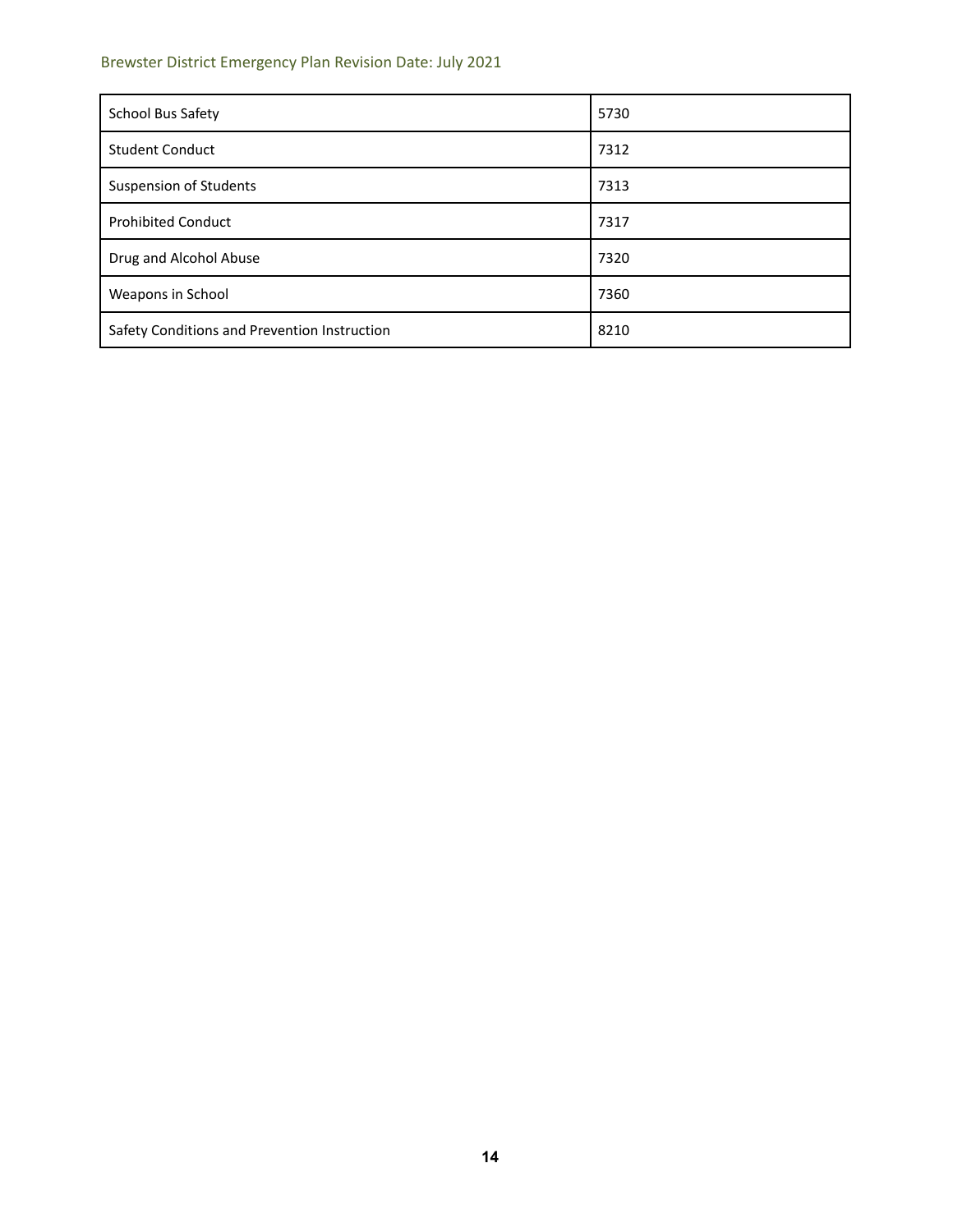| School Bus Safety | 5730 |
| --- | --- |
| Student Conduct | 7312 |
| Suspension of Students | 7313 |
| Prohibited Conduct | 7317 |
| Drug and Alcohol Abuse | 7320 |
| Weapons in School | 7360 |
| Safety Conditions and Prevention Instruction | 8210 |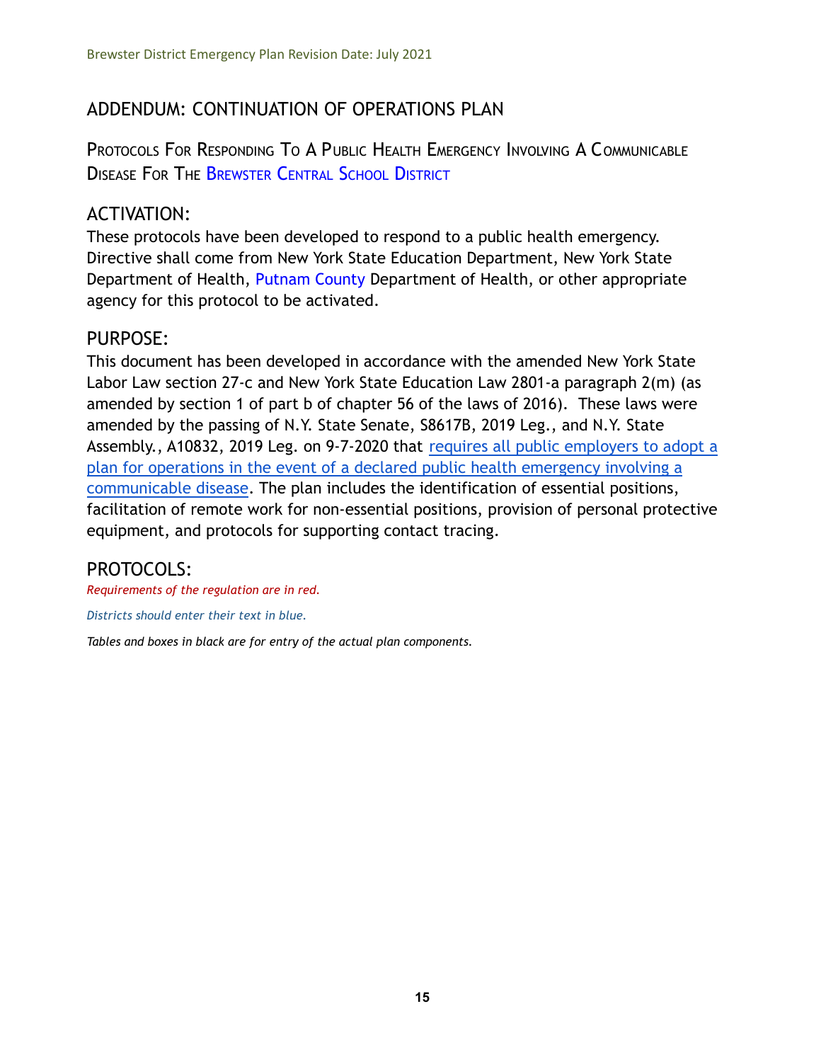## ADDENDUM: CONTINUATION OF OPERATIONS PLAN

### Protocols For Responding To A Public Health Emergency Involving A Communicable Disease For The Brewster Central School District

## ACTIVATION:

These protocols have been developed to respond to a public health emergency. Directive shall come from New York State Education Department, New York State Department of Health, Putnam County Department of Health, or other appropriate agency for this protocol to be activated.

## PURPOSE:

This document has been developed in accordance with the amended New York State Labor Law section 27-c and New York State Education Law 2801-a paragraph 2(m) (as amended by section 1 of part b of chapter 56 of the laws of 2016). These laws were amended by the passing of N.Y. State Senate, S8617B, 2019 Leg., and N.Y. State Assembly., A10832, 2019 Leg. on 9-7-2020 that requires all public employers to adopt a plan for operations in the event of a declared public health emergency involving a communicable disease. The plan includes the identification of essential positions, facilitation of remote work for non-essential positions, provision of personal protective equipment, and protocols for supporting contact tracing.

## PROTOCOLS:

*Requirements of the regulation are in red.*

*Districts should enter their text in blue.*

*Tables and boxes in black are for entry of the actual plan components.*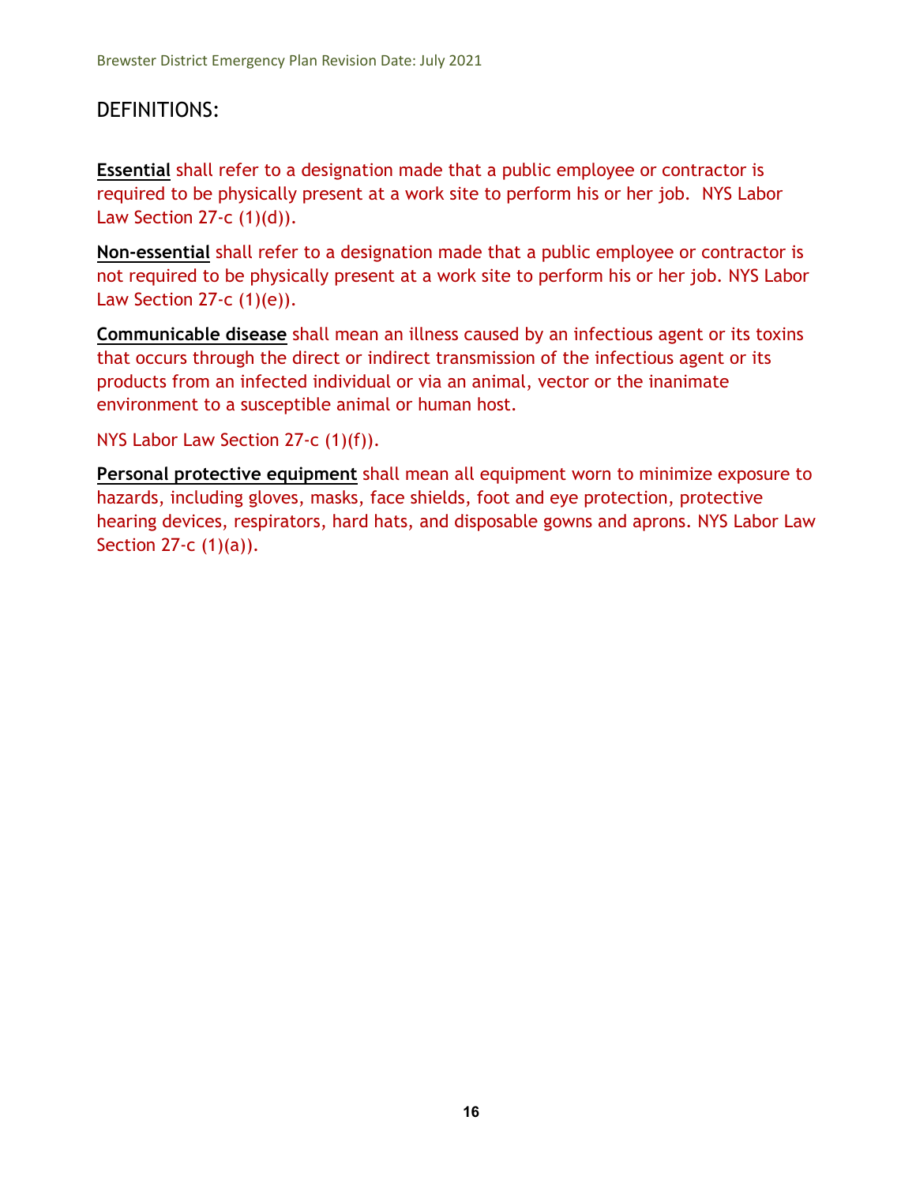## DEFINITIONS:

**Essential** shall refer to a designation made that a public employee or contractor is required to be physically present at a work site to perform his or her job. NYS Labor Law Section 27-c (1)(d)).

**Non-essential** shall refer to a designation made that a public employee or contractor is not required to be physically present at a work site to perform his or her job. NYS Labor Law Section 27-c (1)(e)).

**Communicable disease** shall mean an illness caused by an infectious agent or its toxins that occurs through the direct or indirect transmission of the infectious agent or its products from an infected individual or via an animal, vector or the inanimate environment to a susceptible animal or human host.

NYS Labor Law Section 27-c (1)(f)).

**Personal protective equipment** shall mean all equipment worn to minimize exposure to hazards, including gloves, masks, face shields, foot and eye protection, protective hearing devices, respirators, hard hats, and disposable gowns and aprons. NYS Labor Law Section 27-c (1)(a)).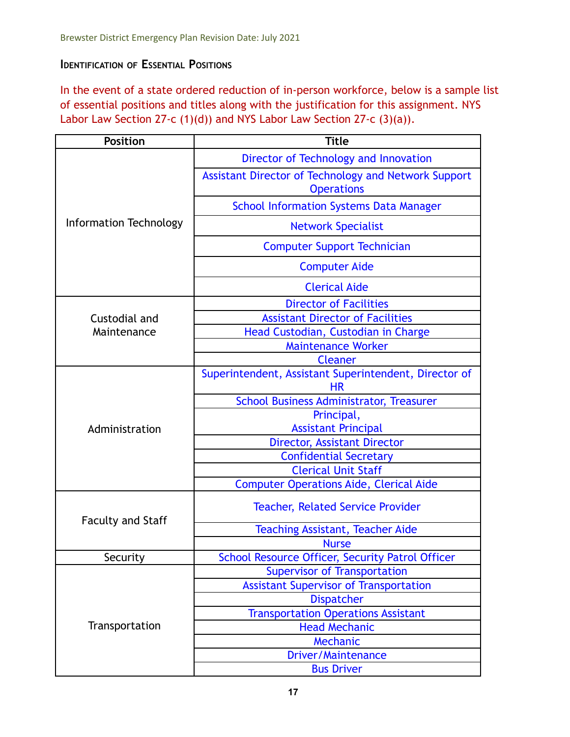### Identification of Essential Positions

In the event of a state ordered reduction of in-person workforce, below is a sample list of essential positions and titles along with the justification for this assignment. NYS Labor Law Section 27-c (1)(d)) and NYS Labor Law Section 27-c (3)(a)).

| Position | Title |
|---|---|
| Information Technology | Director of Technology and Innovation |
| | Assistant Director of Technology and Network Support Operations |
| | School Information Systems Data Manager |
| | Network Specialist |
| | Computer Support Technician |
| | Computer Aide |
| | Clerical Aide |
| Custodial and Maintenance | Director of Facilities |
| | Assistant Director of Facilities |
| | Head Custodian, Custodian in Charge |
| | Maintenance Worker |
| | Cleaner |
| Administration | Superintendent, Assistant Superintendent, Director of HR |
| | School Business Administrator, Treasurer |
| | Principal, Assistant Principal |
| | Director, Assistant Director |
| | Confidential Secretary |
| | Clerical Unit Staff |
| | Computer Operations Aide, Clerical Aide |
| Faculty and Staff | Teacher, Related Service Provider |
| | Teaching Assistant, Teacher Aide |
| | Nurse |
| Security | School Resource Officer, Security Patrol Officer |
| Transportation | Supervisor of Transportation |
| | Assistant Supervisor of Transportation |
| | Dispatcher |
| | Transportation Operations Assistant |
| | Head Mechanic |
| | Mechanic |
| | Driver/Maintenance |
| | Bus Driver |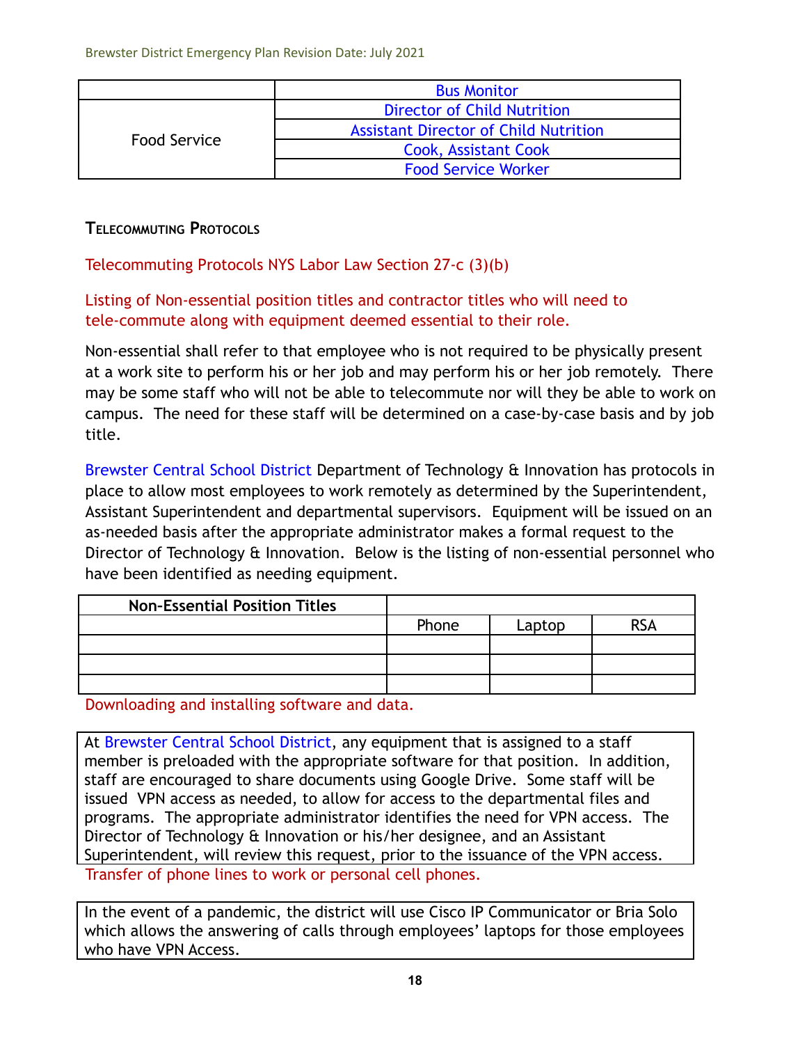| | Bus Monitor |
|---|---|
| Food Service | Director of Child Nutrition |
| | Assistant Director of Child Nutrition |
| | Cook, Assistant Cook |
| | Food Service Worker |

### Telecommuting Protocols

Telecommuting Protocols NYS Labor Law Section 27-c (3)(b)

Listing of Non-essential position titles and contractor titles who will need to tele-commute along with equipment deemed essential to their role.

Non-essential shall refer to that employee who is not required to be physically present at a work site to perform his or her job and may perform his or her job remotely. There may be some staff who will not be able to telecommute nor will they be able to work on campus. The need for these staff will be determined on a case-by-case basis and by job title.

Brewster Central School District Department of Technology & Innovation has protocols in place to allow most employees to work remotely as determined by the Superintendent, Assistant Superintendent and departmental supervisors. Equipment will be issued on an as-needed basis after the appropriate administrator makes a formal request to the Director of Technology & Innovation. Below is the listing of non-essential personnel who have been identified as needing equipment.

| Non-Essential Position Titles | | | |
|---|---|---|---|
| | Phone | Laptop | RSA |
| | | | |
| | | | |
| | | | |

Downloading and installing software and data.

At Brewster Central School District, any equipment that is assigned to a staff member is preloaded with the appropriate software for that position. In addition, staff are encouraged to share documents using Google Drive. Some staff will be issued VPN access as needed, to allow for access to the departmental files and programs. The appropriate administrator identifies the need for VPN access. The Director of Technology & Innovation or his/her designee, and an Assistant Superintendent, will review this request, prior to the issuance of the VPN access.

Transfer of phone lines to work or personal cell phones.

In the event of a pandemic, the district will use Cisco IP Communicator or Bria Solo which allows the answering of calls through employees' laptops for those employees who have VPN Access.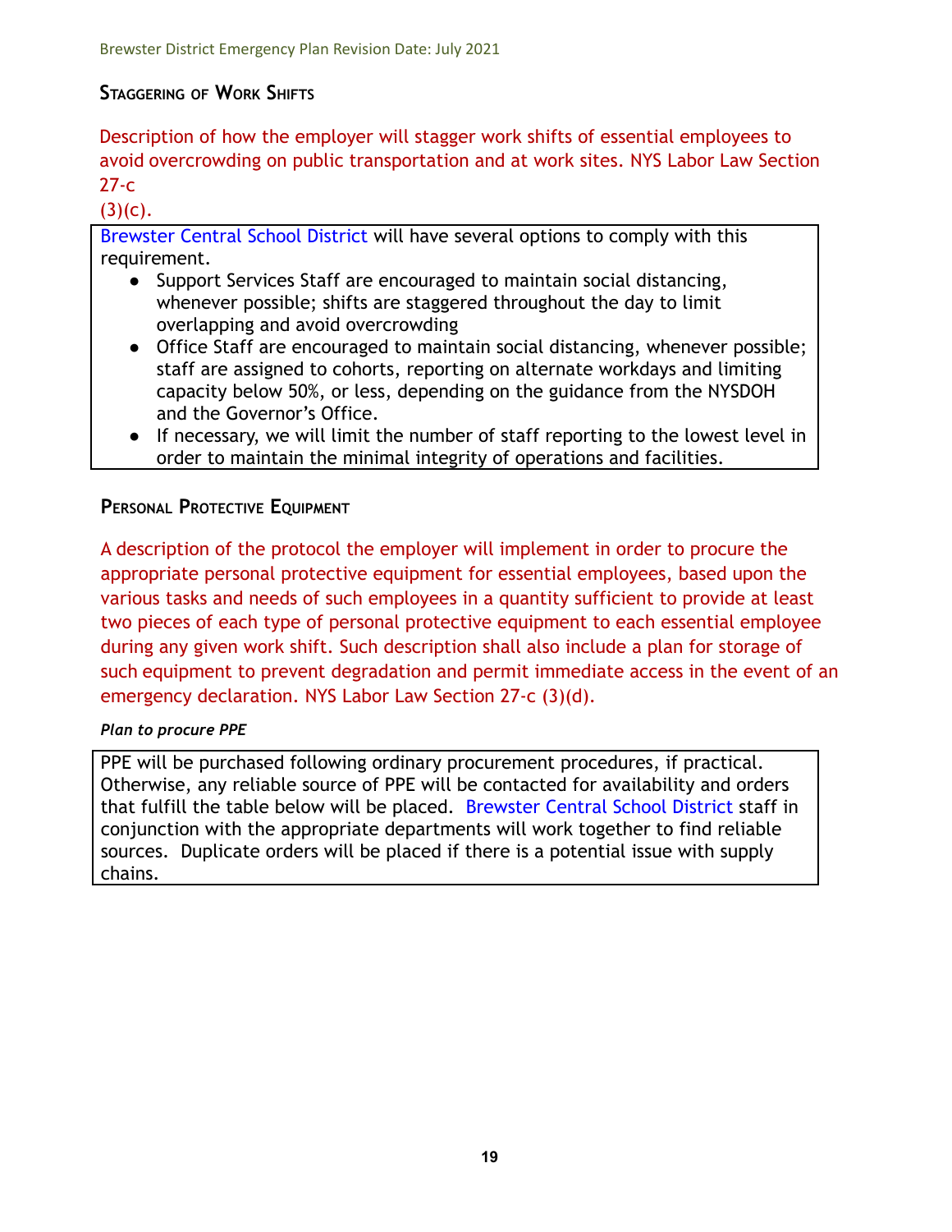## Staggering of Work Shifts

Description of how the employer will stagger work shifts of essential employees to avoid overcrowding on public transportation and at work sites. NYS Labor Law Section 27-c (3)(c).

Brewster Central School District will have several options to comply with this requirement.

- Support Services Staff are encouraged to maintain social distancing, whenever possible; shifts are staggered throughout the day to limit overlapping and avoid overcrowding
- Office Staff are encouraged to maintain social distancing, whenever possible; staff are assigned to cohorts, reporting on alternate workdays and limiting capacity below 50%, or less, depending on the guidance from the NYSDOH and the Governor's Office.
- If necessary, we will limit the number of staff reporting to the lowest level in order to maintain the minimal integrity of operations and facilities.

## Personal Protective Equipment

A description of the protocol the employer will implement in order to procure the appropriate personal protective equipment for essential employees, based upon the various tasks and needs of such employees in a quantity sufficient to provide at least two pieces of each type of personal protective equipment to each essential employee during any given work shift. Such description shall also include a plan for storage of such equipment to prevent degradation and permit immediate access in the event of an emergency declaration. NYS Labor Law Section 27-c (3)(d).

***Plan to procure PPE***

PPE will be purchased following ordinary procurement procedures, if practical. Otherwise, any reliable source of PPE will be contacted for availability and orders that fulfill the table below will be placed. Brewster Central School District staff in conjunction with the appropriate departments will work together to find reliable sources. Duplicate orders will be placed if there is a potential issue with supply chains.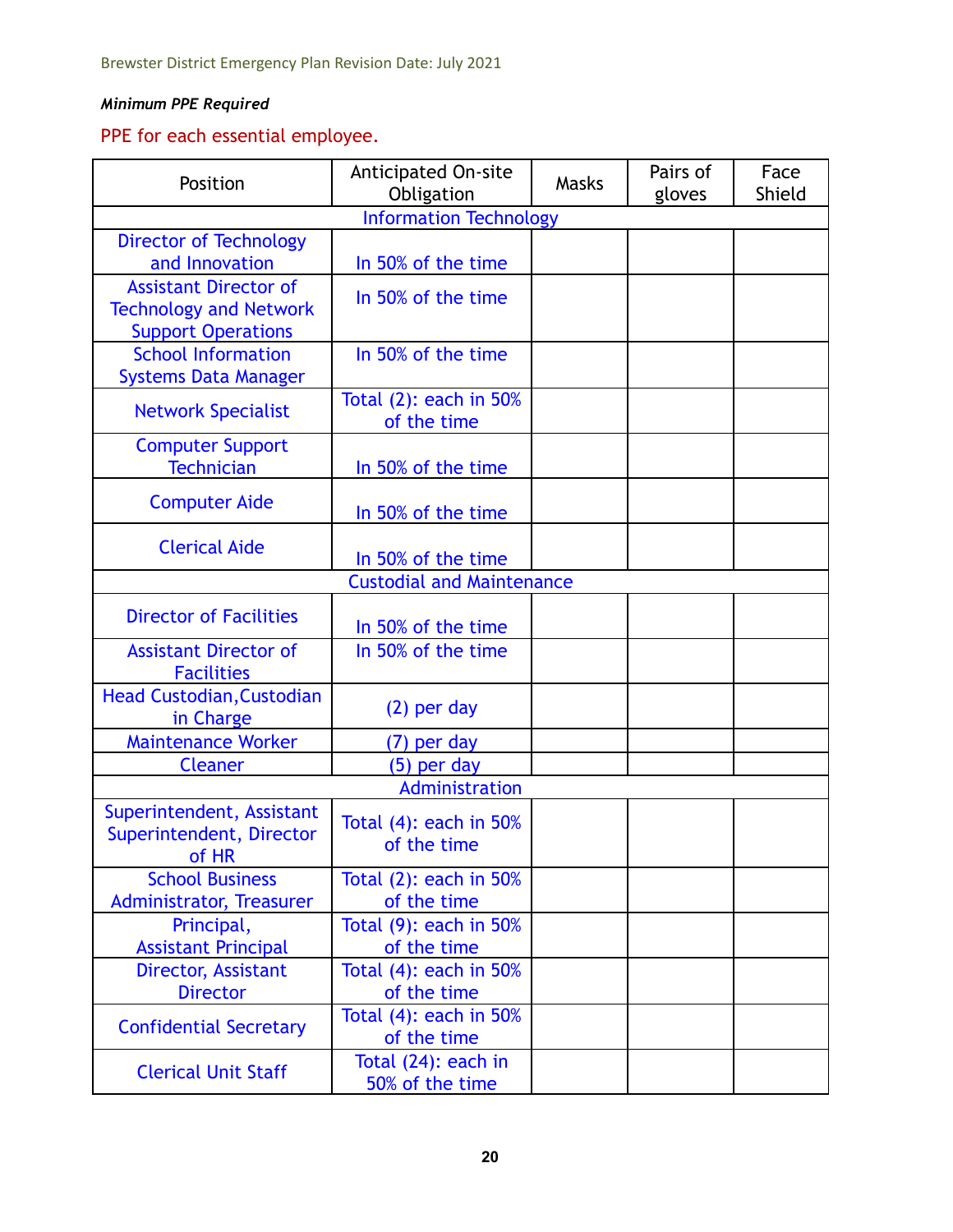***Minimum PPE Required***

PPE for each essential employee.

| Position | Anticipated On-site Obligation | Masks | Pairs of gloves | Face Shield |
|---|---|---|---|---|
| Information Technology | | | | |
| Director of Technology and Innovation | In 50% of the time | | | |
| Assistant Director of Technology and Network Support Operations | In 50% of the time | | | |
| School Information Systems Data Manager | In 50% of the time | | | |
| Network Specialist | Total (2): each in 50% of the time | | | |
| Computer Support Technician | In 50% of the time | | | |
| Computer Aide | In 50% of the time | | | |
| Clerical Aide | In 50% of the time | | | |
| Custodial and Maintenance | | | | |
| Director of Facilities | In 50% of the time | | | |
| Assistant Director of Facilities | In 50% of the time | | | |
| Head Custodian,Custodian in Charge | (2) per day | | | |
| Maintenance Worker | (7) per day | | | |
| Cleaner | (5) per day | | | |
| Administration | | | | |
| Superintendent, Assistant Superintendent, Director of HR | Total (4): each in 50% of the time | | | |
| School Business Administrator, Treasurer | Total (2): each in 50% of the time | | | |
| Principal, Assistant Principal | Total (9): each in 50% of the time | | | |
| Director, Assistant Director | Total (4): each in 50% of the time | | | |
| Confidential Secretary | Total (4): each in 50% of the time | | | |
| Clerical Unit Staff | Total (24): each in 50% of the time | | | |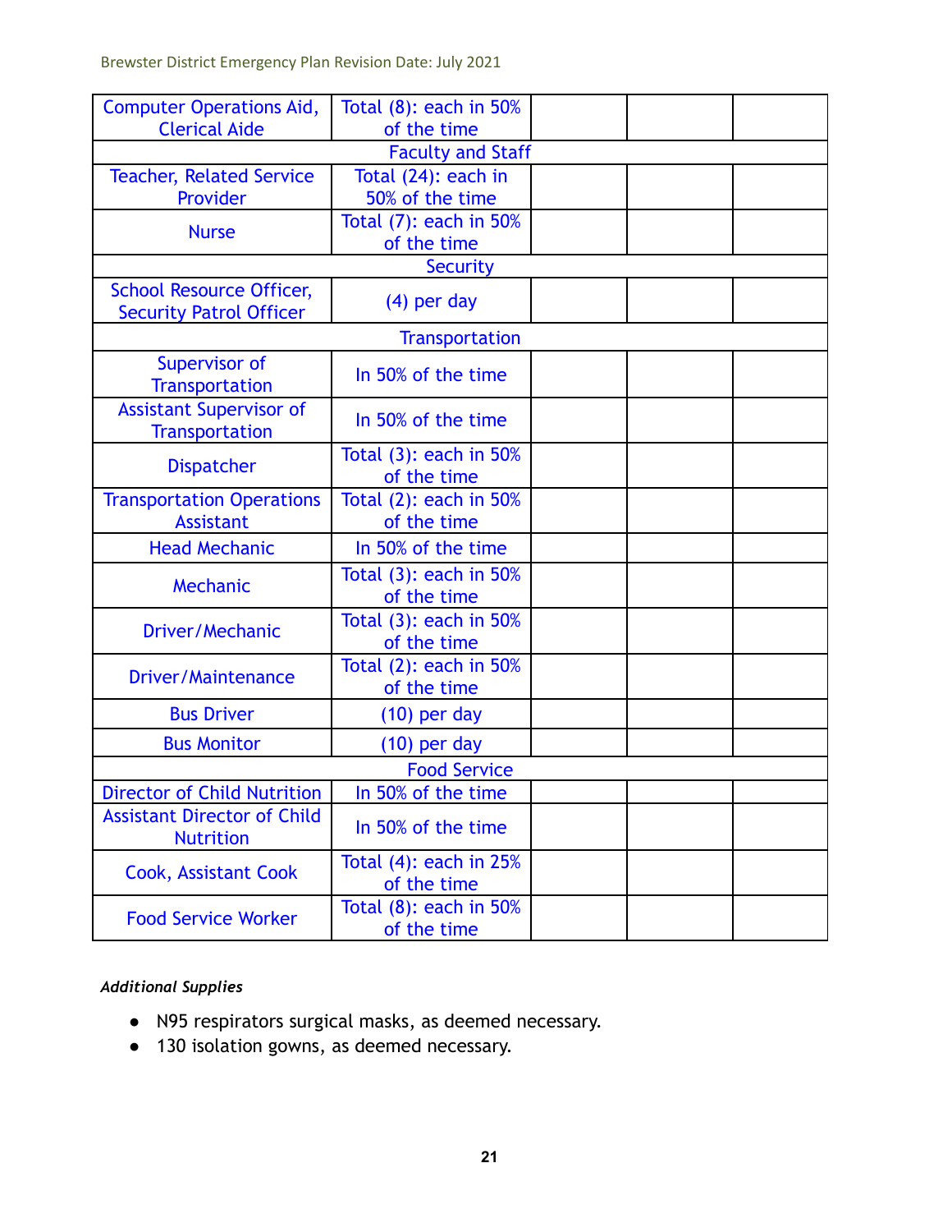| Computer Operations Aid, Clerical Aide | Total (8): each in 50% of the time | | | |
|---|---|---|---|---|
| Faculty and Staff | | | | |
| Teacher, Related Service Provider | Total (24): each in 50% of the time | | | |
| Nurse | Total (7): each in 50% of the time | | | |
| Security | | | | |
| School Resource Officer, Security Patrol Officer | (4) per day | | | |
| Transportation | | | | |
| Supervisor of Transportation | In 50% of the time | | | |
| Assistant Supervisor of Transportation | In 50% of the time | | | |
| Dispatcher | Total (3): each in 50% of the time | | | |
| Transportation Operations Assistant | Total (2): each in 50% of the time | | | |
| Head Mechanic | In 50% of the time | | | |
| Mechanic | Total (3): each in 50% of the time | | | |
| Driver/Mechanic | Total (3): each in 50% of the time | | | |
| Driver/Maintenance | Total (2): each in 50% of the time | | | |
| Bus Driver | (10) per day | | | |
| Bus Monitor | (10) per day | | | |
| Food Service | | | | |
| Director of Child Nutrition | In 50% of the time | | | |
| Assistant Director of Child Nutrition | In 50% of the time | | | |
| Cook, Assistant Cook | Total (4): each in 25% of the time | | | |
| Food Service Worker | Total (8): each in 50% of the time | | | |

*Additional Supplies*

- N95 respirators surgical masks, as deemed necessary.
- 130 isolation gowns, as deemed necessary.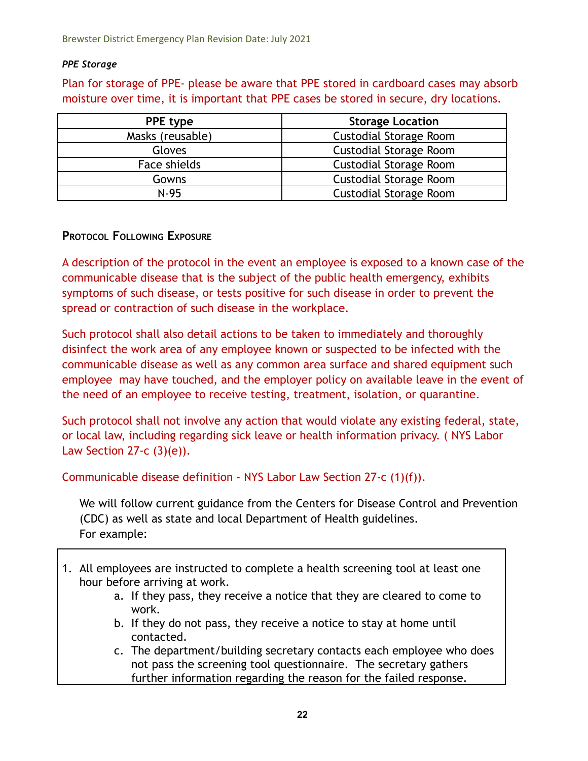*PPE Storage*

Plan for storage of PPE- please be aware that PPE stored in cardboard cases may absorb moisture over time, it is important that PPE cases be stored in secure, dry locations.

| PPE type | Storage Location |
|---|---|
| Masks (reusable) | Custodial Storage Room |
| Gloves | Custodial Storage Room |
| Face shields | Custodial Storage Room |
| Gowns | Custodial Storage Room |
| N-95 | Custodial Storage Room |

## Protocol Following Exposure

A description of the protocol in the event an employee is exposed to a known case of the communicable disease that is the subject of the public health emergency, exhibits symptoms of such disease, or tests positive for such disease in order to prevent the spread or contraction of such disease in the workplace.

Such protocol shall also detail actions to be taken to immediately and thoroughly disinfect the work area of any employee known or suspected to be infected with the communicable disease as well as any common area surface and shared equipment such employee may have touched, and the employer policy on available leave in the event of the need of an employee to receive testing, treatment, isolation, or quarantine.

Such protocol shall not involve any action that would violate any existing federal, state, or local law, including regarding sick leave or health information privacy. ( NYS Labor Law Section 27-c (3)(e)).

Communicable disease definition - NYS Labor Law Section 27-c (1)(f)).

We will follow current guidance from the Centers for Disease Control and Prevention (CDC) as well as state and local Department of Health guidelines.
For example:

1. All employees are instructed to complete a health screening tool at least one hour before arriving at work.
   a. If they pass, they receive a notice that they are cleared to come to work.
   b. If they do not pass, they receive a notice to stay at home until contacted.
   c. The department/building secretary contacts each employee who does not pass the screening tool questionnaire. The secretary gathers further information regarding the reason for the failed response.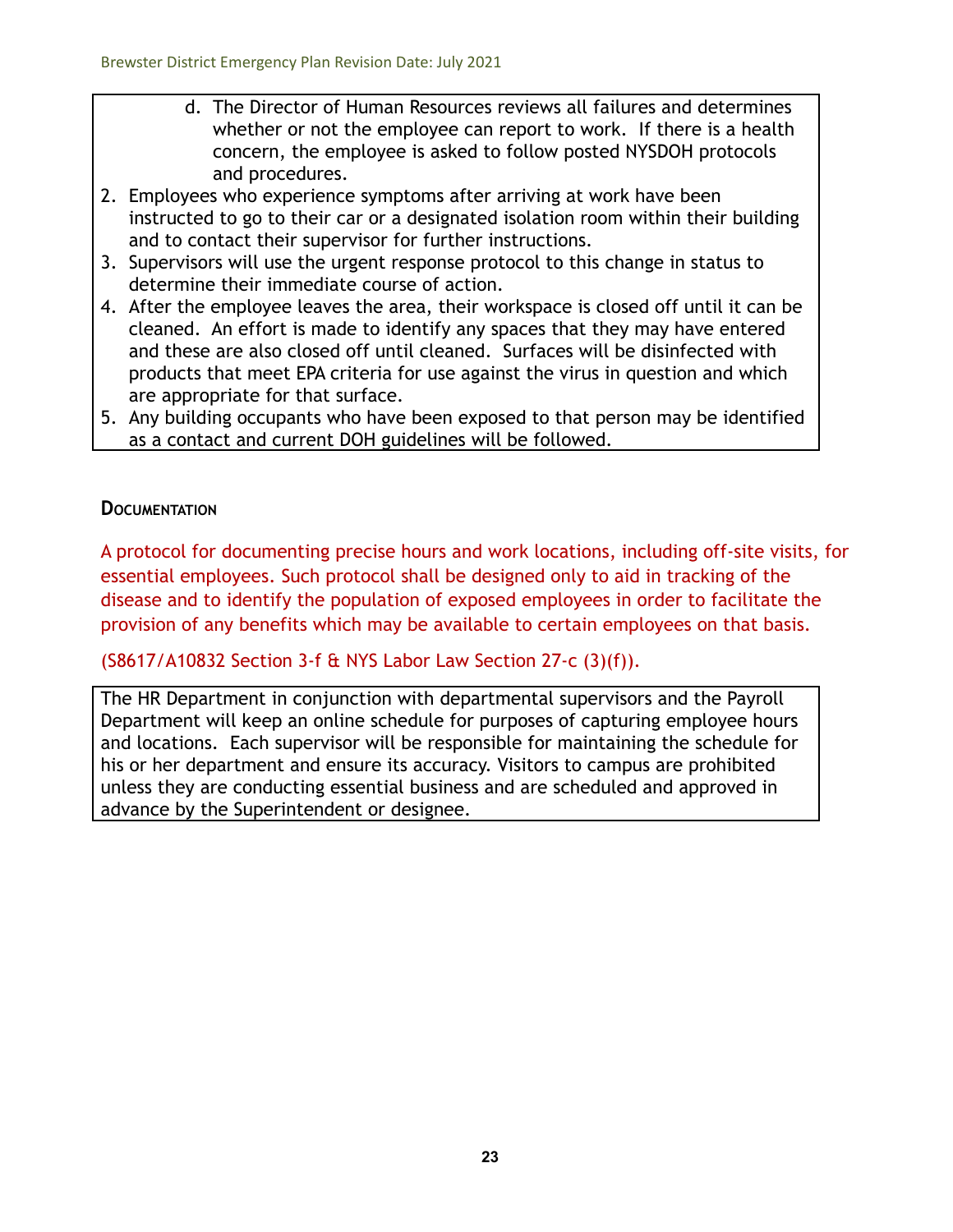d. The Director of Human Resources reviews all failures and determines whether or not the employee can report to work. If there is a health concern, the employee is asked to follow posted NYSDOH protocols and procedures.

2. Employees who experience symptoms after arriving at work have been instructed to go to their car or a designated isolation room within their building and to contact their supervisor for further instructions.
3. Supervisors will use the urgent response protocol to this change in status to determine their immediate course of action.
4. After the employee leaves the area, their workspace is closed off until it can be cleaned. An effort is made to identify any spaces that they may have entered and these are also closed off until cleaned. Surfaces will be disinfected with products that meet EPA criteria for use against the virus in question and which are appropriate for that surface.
5. Any building occupants who have been exposed to that person may be identified as a contact and current DOH guidelines will be followed.

### Documentation

A protocol for documenting precise hours and work locations, including off-site visits, for essential employees. Such protocol shall be designed only to aid in tracking of the disease and to identify the population of exposed employees in order to facilitate the provision of any benefits which may be available to certain employees on that basis.

(S8617/A10832 Section 3-f & NYS Labor Law Section 27-c (3)(f)).

The HR Department in conjunction with departmental supervisors and the Payroll Department will keep an online schedule for purposes of capturing employee hours and locations. Each supervisor will be responsible for maintaining the schedule for his or her department and ensure its accuracy. Visitors to campus are prohibited unless they are conducting essential business and are scheduled and approved in advance by the Superintendent or designee.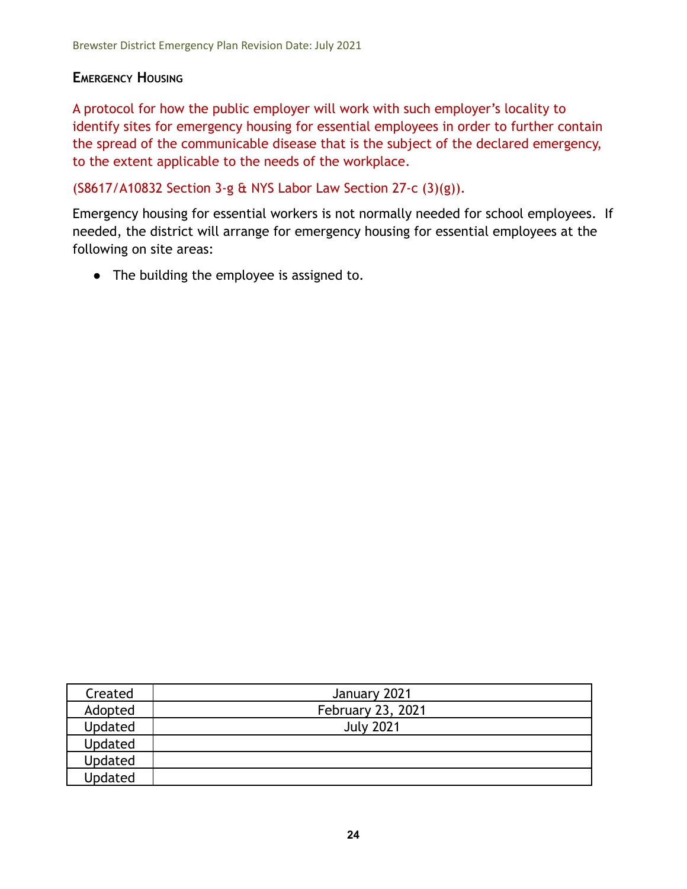## Emergency Housing

A protocol for how the public employer will work with such employer's locality to identify sites for emergency housing for essential employees in order to further contain the spread of the communicable disease that is the subject of the declared emergency, to the extent applicable to the needs of the workplace.

(S8617/A10832 Section 3-g & NYS Labor Law Section 27-c (3)(g)).

Emergency housing for essential workers is not normally needed for school employees. If needed, the district will arrange for emergency housing for essential employees at the following on site areas:

- The building the employee is assigned to.

| | |
|---|---|
| Created | January 2021 |
| Adopted | February 23, 2021 |
| Updated | July 2021 |
| Updated | |
| Updated | |
| Updated | |